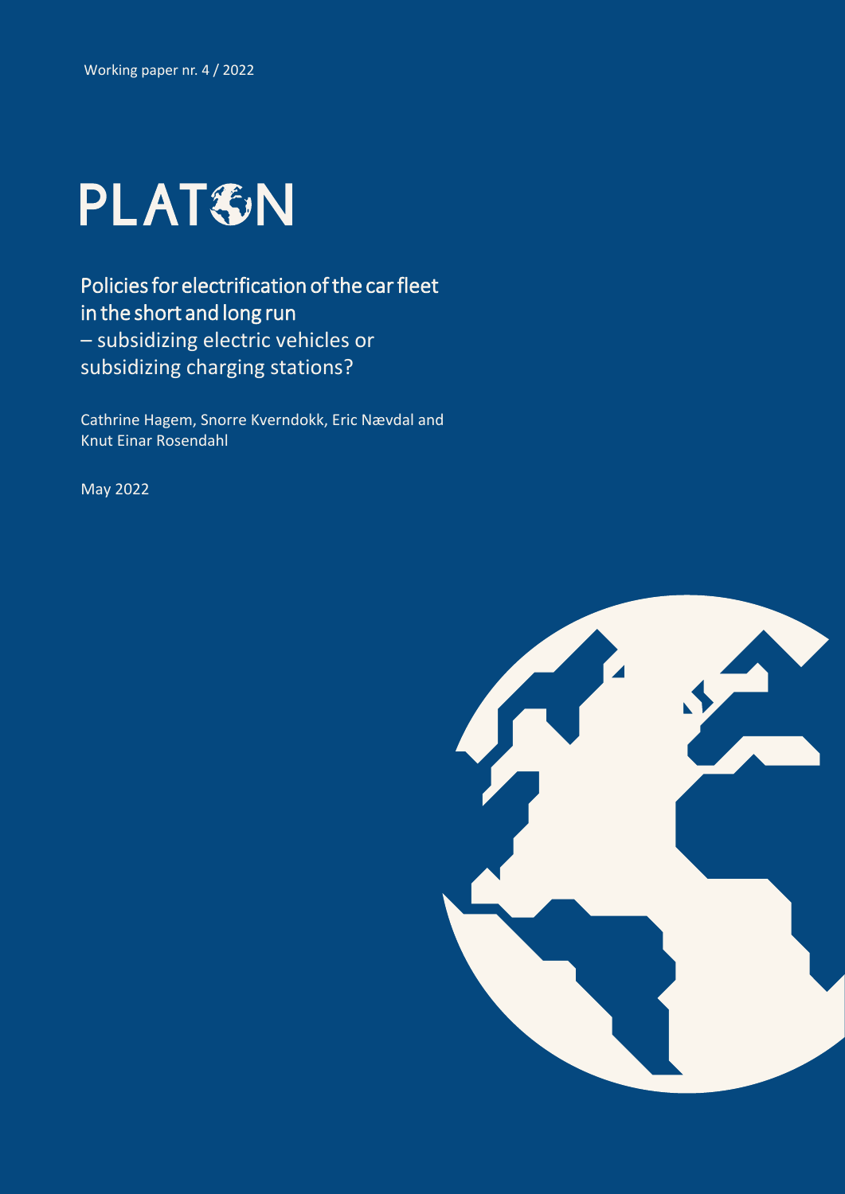Working paper nr. 4 / 2022

# PLATON

## Policies for electrification of the car fleet in the short and long run – subsidizing electric vehicles or subsidizing charging stations?

Cathrine Hagem, Snorre Kverndokk, Eric Nævdal and Knut Einar Rosendahl

May 2022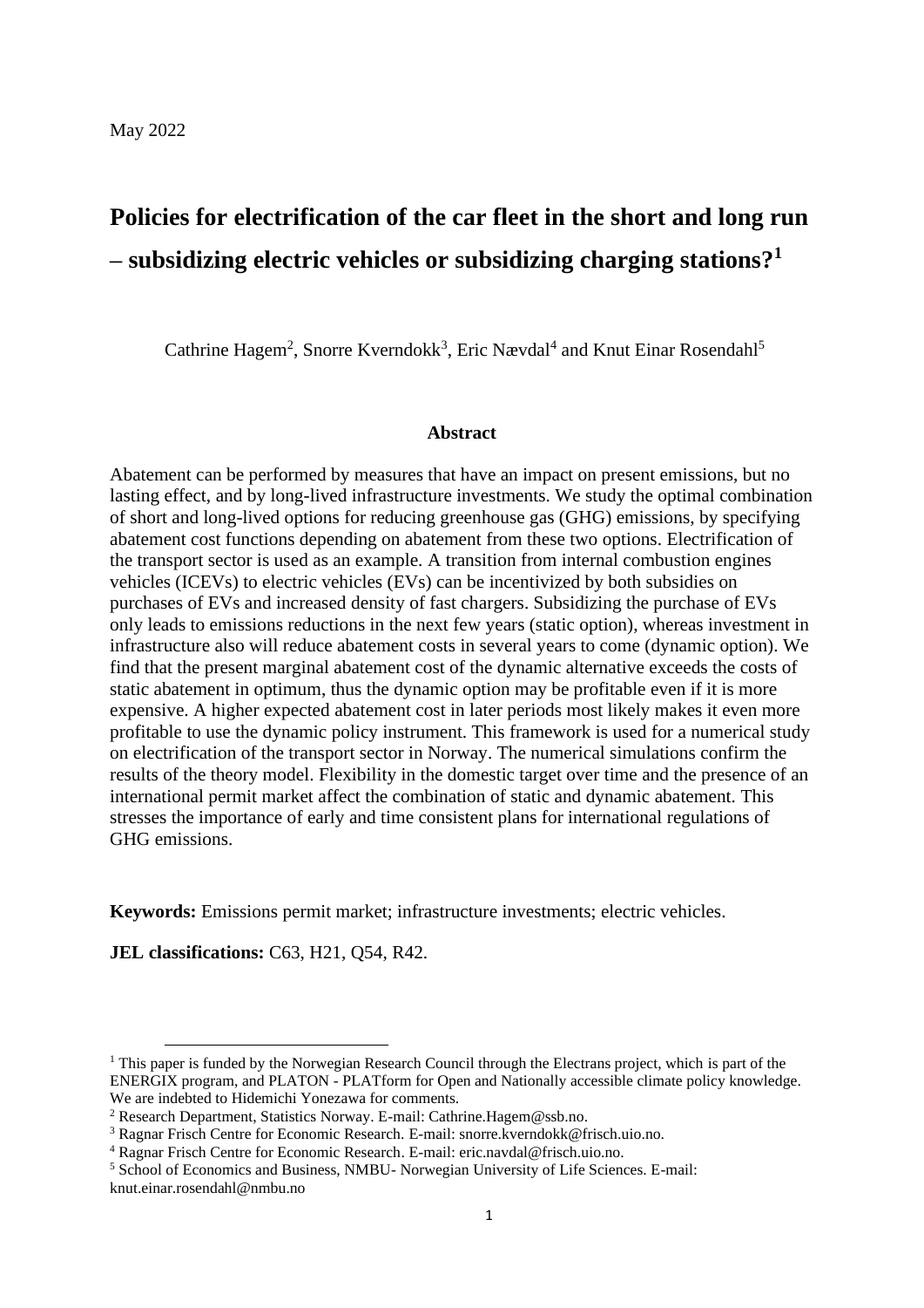May 2022

# Policies for electrification of the car fleet in the short and long run – subsidizing electric vehicles or subsidizing charging stations?[1]

Cathrine Hagem[2], Snorre Kverndokk[3], Eric Nævdal[4] and Knut Einar Rosendahl[5]

## Abstract

Abatement can be performed by measures that have an impact on present emissions, but no lasting effect, and by long-lived infrastructure investments. We study the optimal combination of short and long-lived options for reducing greenhouse gas (GHG) emissions, by specifying abatement cost functions depending on abatement from these two options. Electrification of the transport sector is used as an example. A transition from internal combustion engines vehicles (ICEVs) to electric vehicles (EVs) can be incentivized by both subsidies on purchases of EVs and increased density of fast chargers. Subsidizing the purchase of EVs only leads to emissions reductions in the next few years (static option), whereas investment in infrastructure also will reduce abatement costs in several years to come (dynamic option). We find that the present marginal abatement cost of the dynamic alternative exceeds the costs of static abatement in optimum, thus the dynamic option may be profitable even if it is more expensive. A higher expected abatement cost in later periods most likely makes it even more profitable to use the dynamic policy instrument. This framework is used for a numerical study on electrification of the transport sector in Norway. The numerical simulations confirm the results of the theory model. Flexibility in the domestic target over time and the presence of an international permit market affect the combination of static and dynamic abatement. This stresses the importance of early and time consistent plans for international regulations of GHG emissions.

**Keywords:** Emissions permit market; infrastructure investments; electric vehicles.

**JEL classifications:** C63, H21, Q54, R42.

---

[1] This paper is funded by the Norwegian Research Council through the Electrans project, which is part of the ENERGIX program, and PLATON - PLATform for Open and Nationally accessible climate policy knowledge. We are indebted to Hidemichi Yonezawa for comments.

[2] Research Department, Statistics Norway. E-mail: Cathrine.Hagem@ssb.no.

[3] Ragnar Frisch Centre for Economic Research. E-mail: snorre.kverndokk@frisch.uio.no.

[4] Ragnar Frisch Centre for Economic Research. E-mail: eric.navdal@frisch.uio.no.

[5] School of Economics and Business, NMBU- Norwegian University of Life Sciences. E-mail: knut.einar.rosendahl@nmbu.no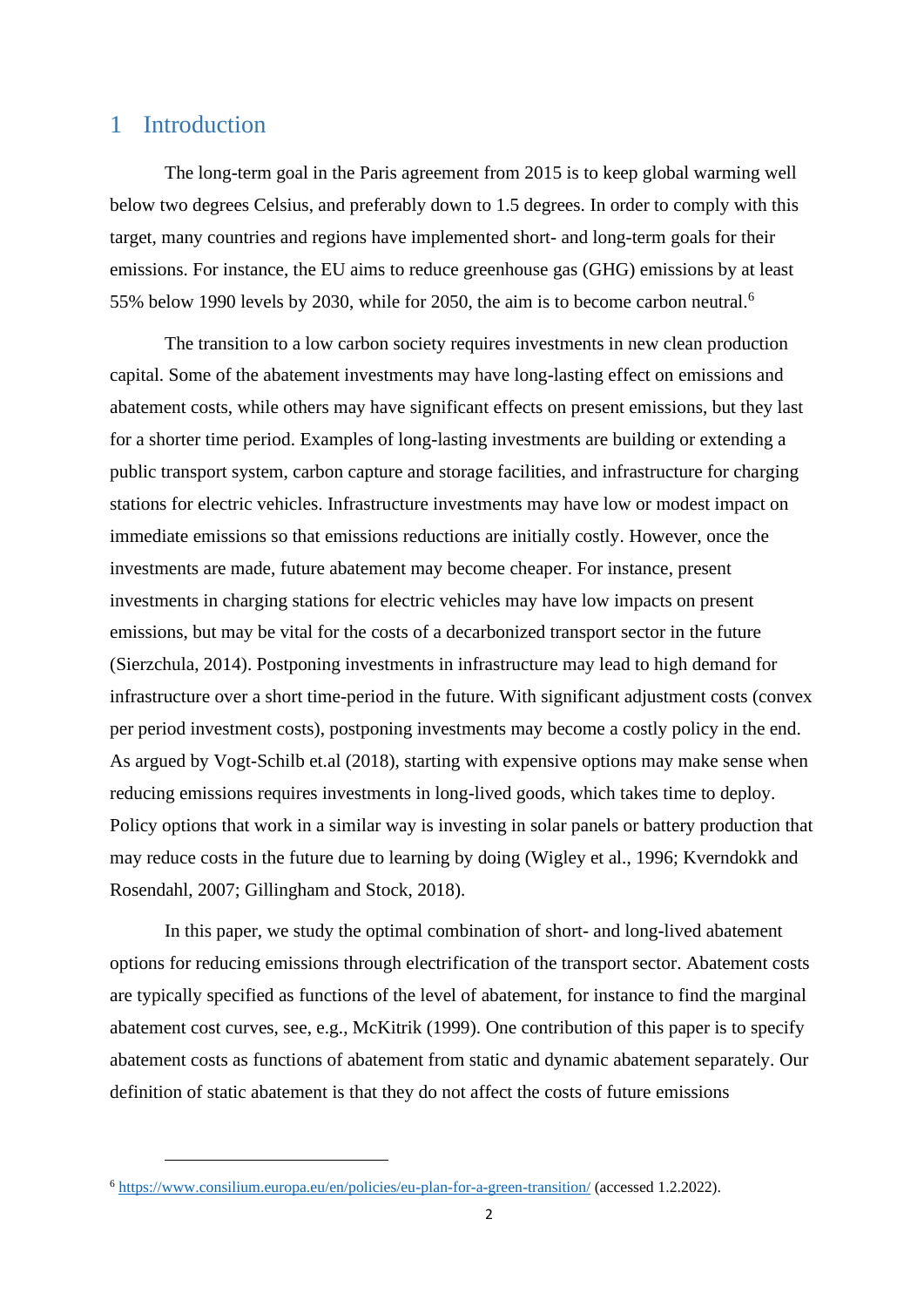# 1 Introduction

The long-term goal in the Paris agreement from 2015 is to keep global warming well below two degrees Celsius, and preferably down to 1.5 degrees. In order to comply with this target, many countries and regions have implemented short- and long-term goals for their emissions. For instance, the EU aims to reduce greenhouse gas (GHG) emissions by at least 55% below 1990 levels by 2030, while for 2050, the aim is to become carbon neutral.[6]

The transition to a low carbon society requires investments in new clean production capital. Some of the abatement investments may have long-lasting effect on emissions and abatement costs, while others may have significant effects on present emissions, but they last for a shorter time period. Examples of long-lasting investments are building or extending a public transport system, carbon capture and storage facilities, and infrastructure for charging stations for electric vehicles. Infrastructure investments may have low or modest impact on immediate emissions so that emissions reductions are initially costly. However, once the investments are made, future abatement may become cheaper. For instance, present investments in charging stations for electric vehicles may have low impacts on present emissions, but may be vital for the costs of a decarbonized transport sector in the future (Sierzchula, 2014). Postponing investments in infrastructure may lead to high demand for infrastructure over a short time-period in the future. With significant adjustment costs (convex per period investment costs), postponing investments may become a costly policy in the end. As argued by Vogt-Schilb et.al (2018), starting with expensive options may make sense when reducing emissions requires investments in long-lived goods, which takes time to deploy. Policy options that work in a similar way is investing in solar panels or battery production that may reduce costs in the future due to learning by doing (Wigley et al., 1996; Kverndokk and Rosendahl, 2007; Gillingham and Stock, 2018).

In this paper, we study the optimal combination of short- and long-lived abatement options for reducing emissions through electrification of the transport sector. Abatement costs are typically specified as functions of the level of abatement, for instance to find the marginal abatement cost curves, see, e.g., McKitrik (1999). One contribution of this paper is to specify abatement costs as functions of abatement from static and dynamic abatement separately. Our definition of static abatement is that they do not affect the costs of future emissions

[6] https://www.consilium.europa.eu/en/policies/eu-plan-for-a-green-transition/ (accessed 1.2.2022).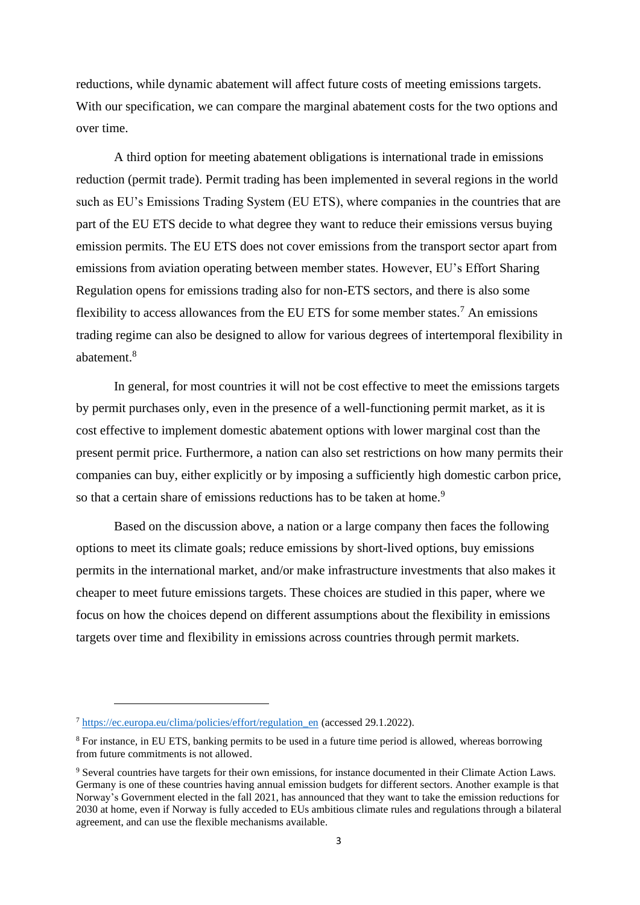reductions, while dynamic abatement will affect future costs of meeting emissions targets. With our specification, we can compare the marginal abatement costs for the two options and over time.

A third option for meeting abatement obligations is international trade in emissions reduction (permit trade). Permit trading has been implemented in several regions in the world such as EU's Emissions Trading System (EU ETS), where companies in the countries that are part of the EU ETS decide to what degree they want to reduce their emissions versus buying emission permits. The EU ETS does not cover emissions from the transport sector apart from emissions from aviation operating between member states. However, EU's Effort Sharing Regulation opens for emissions trading also for non-ETS sectors, and there is also some flexibility to access allowances from the EU ETS for some member states.[7] An emissions trading regime can also be designed to allow for various degrees of intertemporal flexibility in abatement.[8]

In general, for most countries it will not be cost effective to meet the emissions targets by permit purchases only, even in the presence of a well-functioning permit market, as it is cost effective to implement domestic abatement options with lower marginal cost than the present permit price. Furthermore, a nation can also set restrictions on how many permits their companies can buy, either explicitly or by imposing a sufficiently high domestic carbon price, so that a certain share of emissions reductions has to be taken at home.[9]

Based on the discussion above, a nation or a large company then faces the following options to meet its climate goals; reduce emissions by short-lived options, buy emissions permits in the international market, and/or make infrastructure investments that also makes it cheaper to meet future emissions targets. These choices are studied in this paper, where we focus on how the choices depend on different assumptions about the flexibility in emissions targets over time and flexibility in emissions across countries through permit markets.

---

[7] https://ec.europa.eu/clima/policies/effort/regulation_en (accessed 29.1.2022).

[8] For instance, in EU ETS, banking permits to be used in a future time period is allowed, whereas borrowing from future commitments is not allowed.

[9] Several countries have targets for their own emissions, for instance documented in their Climate Action Laws. Germany is one of these countries having annual emission budgets for different sectors. Another example is that Norway's Government elected in the fall 2021, has announced that they want to take the emission reductions for 2030 at home, even if Norway is fully acceded to EUs ambitious climate rules and regulations through a bilateral agreement, and can use the flexible mechanisms available.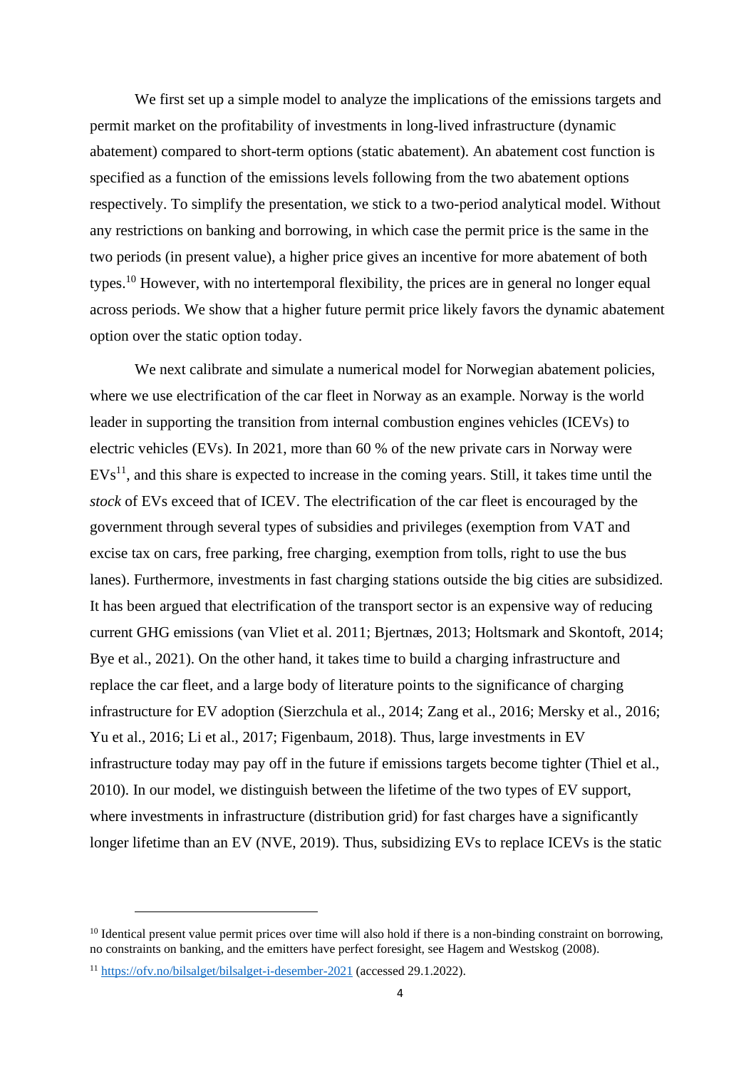We first set up a simple model to analyze the implications of the emissions targets and permit market on the profitability of investments in long-lived infrastructure (dynamic abatement) compared to short-term options (static abatement). An abatement cost function is specified as a function of the emissions levels following from the two abatement options respectively. To simplify the presentation, we stick to a two-period analytical model. Without any restrictions on banking and borrowing, in which case the permit price is the same in the two periods (in present value), a higher price gives an incentive for more abatement of both types.[10] However, with no intertemporal flexibility, the prices are in general no longer equal across periods. We show that a higher future permit price likely favors the dynamic abatement option over the static option today.

We next calibrate and simulate a numerical model for Norwegian abatement policies, where we use electrification of the car fleet in Norway as an example. Norway is the world leader in supporting the transition from internal combustion engines vehicles (ICEVs) to electric vehicles (EVs). In 2021, more than 60 % of the new private cars in Norway were EVs[11], and this share is expected to increase in the coming years. Still, it takes time until the *stock* of EVs exceed that of ICEV. The electrification of the car fleet is encouraged by the government through several types of subsidies and privileges (exemption from VAT and excise tax on cars, free parking, free charging, exemption from tolls, right to use the bus lanes). Furthermore, investments in fast charging stations outside the big cities are subsidized. It has been argued that electrification of the transport sector is an expensive way of reducing current GHG emissions (van Vliet et al. 2011; Bjertnæs, 2013; Holtsmark and Skontoft, 2014; Bye et al., 2021). On the other hand, it takes time to build a charging infrastructure and replace the car fleet, and a large body of literature points to the significance of charging infrastructure for EV adoption (Sierzchula et al., 2014; Zang et al., 2016; Mersky et al., 2016; Yu et al., 2016; Li et al., 2017; Figenbaum, 2018). Thus, large investments in EV infrastructure today may pay off in the future if emissions targets become tighter (Thiel et al., 2010). In our model, we distinguish between the lifetime of the two types of EV support, where investments in infrastructure (distribution grid) for fast charges have a significantly longer lifetime than an EV (NVE, 2019). Thus, subsidizing EVs to replace ICEVs is the static

---

[10] Identical present value permit prices over time will also hold if there is a non-binding constraint on borrowing, no constraints on banking, and the emitters have perfect foresight, see Hagem and Westskog (2008).

[11] https://ofv.no/bilsalget/bilsalget-i-desember-2021 (accessed 29.1.2022).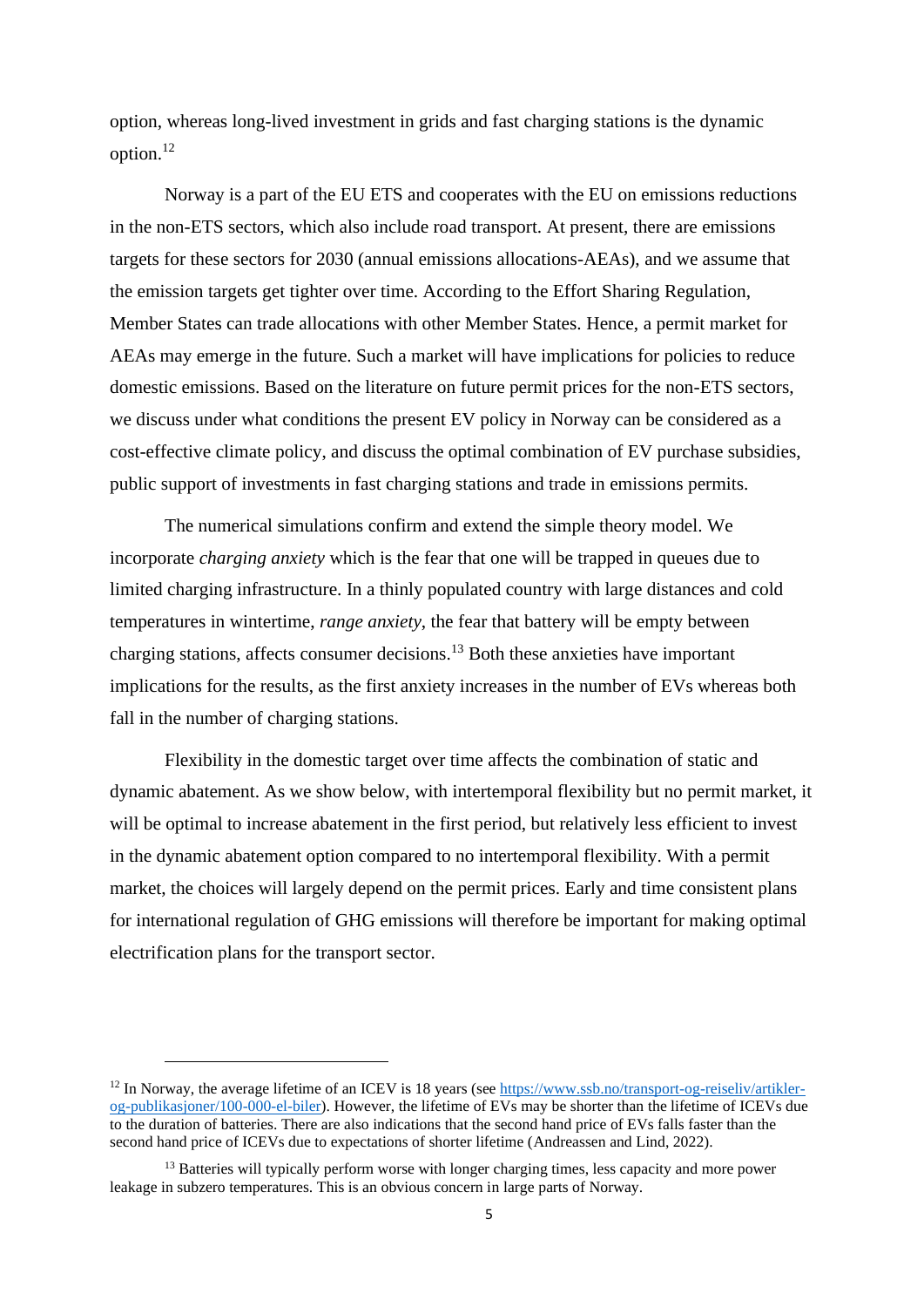option, whereas long-lived investment in grids and fast charging stations is the dynamic option.[12]

Norway is a part of the EU ETS and cooperates with the EU on emissions reductions in the non-ETS sectors, which also include road transport. At present, there are emissions targets for these sectors for 2030 (annual emissions allocations-AEAs), and we assume that the emission targets get tighter over time. According to the Effort Sharing Regulation, Member States can trade allocations with other Member States. Hence, a permit market for AEAs may emerge in the future. Such a market will have implications for policies to reduce domestic emissions. Based on the literature on future permit prices for the non-ETS sectors, we discuss under what conditions the present EV policy in Norway can be considered as a cost-effective climate policy, and discuss the optimal combination of EV purchase subsidies, public support of investments in fast charging stations and trade in emissions permits.

The numerical simulations confirm and extend the simple theory model. We incorporate *charging anxiety* which is the fear that one will be trapped in queues due to limited charging infrastructure. In a thinly populated country with large distances and cold temperatures in wintertime, *range anxiety*, the fear that battery will be empty between charging stations, affects consumer decisions.[13] Both these anxieties have important implications for the results, as the first anxiety increases in the number of EVs whereas both fall in the number of charging stations.

Flexibility in the domestic target over time affects the combination of static and dynamic abatement. As we show below, with intertemporal flexibility but no permit market, it will be optimal to increase abatement in the first period, but relatively less efficient to invest in the dynamic abatement option compared to no intertemporal flexibility. With a permit market, the choices will largely depend on the permit prices. Early and time consistent plans for international regulation of GHG emissions will therefore be important for making optimal electrification plans for the transport sector.

---

[12] In Norway, the average lifetime of an ICEV is 18 years (see https://www.ssb.no/transport-og-reiseliv/artikler-og-publikasjoner/100-000-el-biler). However, the lifetime of EVs may be shorter than the lifetime of ICEVs due to the duration of batteries. There are also indications that the second hand price of EVs falls faster than the second hand price of ICEVs due to expectations of shorter lifetime (Andreassen and Lind, 2022).

[13] Batteries will typically perform worse with longer charging times, less capacity and more power leakage in subzero temperatures. This is an obvious concern in large parts of Norway.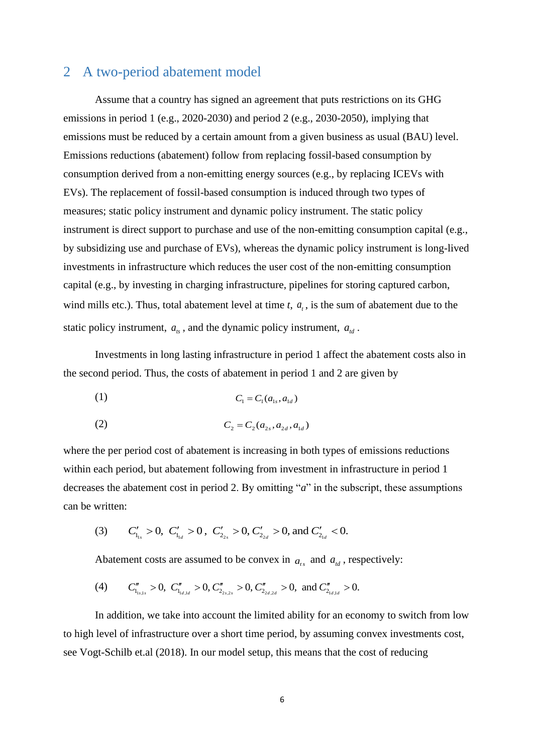## 2 A two-period abatement model

Assume that a country has signed an agreement that puts restrictions on its GHG emissions in period 1 (e.g., 2020-2030) and period 2 (e.g., 2030-2050), implying that emissions must be reduced by a certain amount from a given business as usual (BAU) level. Emissions reductions (abatement) follow from replacing fossil-based consumption by consumption derived from a non-emitting energy sources (e.g., by replacing ICEVs with EVs). The replacement of fossil-based consumption is induced through two types of measures; static policy instrument and dynamic policy instrument. The static policy instrument is direct support to purchase and use of the non-emitting consumption capital (e.g., by subsidizing use and purchase of EVs), whereas the dynamic policy instrument is long-lived investments in infrastructure which reduces the user cost of the non-emitting consumption capital (e.g., by investing in charging infrastructure, pipelines for storing captured carbon, wind mills etc.). Thus, total abatement level at time *t*, $a_t$, is the sum of abatement due to the static policy instrument, $a_{ts}$, and the dynamic policy instrument, $a_{td}$.

Investments in long lasting infrastructure in period 1 affect the abatement costs also in the second period. Thus, the costs of abatement in period 1 and 2 are given by

(1) $$C_1 = C_1(a_{1s}, a_{1d})$$

(2) $$C_2 = C_2(a_{2s}, a_{2d}, a_{1d})$$

where the per period cost of abatement is increasing in both types of emissions reductions within each period, but abatement following from investment in infrastructure in period 1 decreases the abatement cost in period 2. By omitting "*a*" in the subscript, these assumptions can be written:

(3) $$C'_{1_{1s}} > 0,\ C'_{1_{1d}} > 0,\ C'_{2_{2s}} > 0, C'_{2_{2d}} > 0, \text{ and } C'_{2_{1d}} < 0.$$

Abatement costs are assumed to be convex in $a_{ts}$ and $a_{td}$, respectively:

(4) $$C''_{1_{1s,1s}} > 0,\ C''_{1_{1d,1d}} > 0, C''_{2_{2s,2s}} > 0, C''_{2_{2d,2d}} > 0, \text{ and } C''_{2_{1d,1d}} > 0.$$

In addition, we take into account the limited ability for an economy to switch from low to high level of infrastructure over a short time period, by assuming convex investments cost, see Vogt-Schilb et.al (2018). In our model setup, this means that the cost of reducing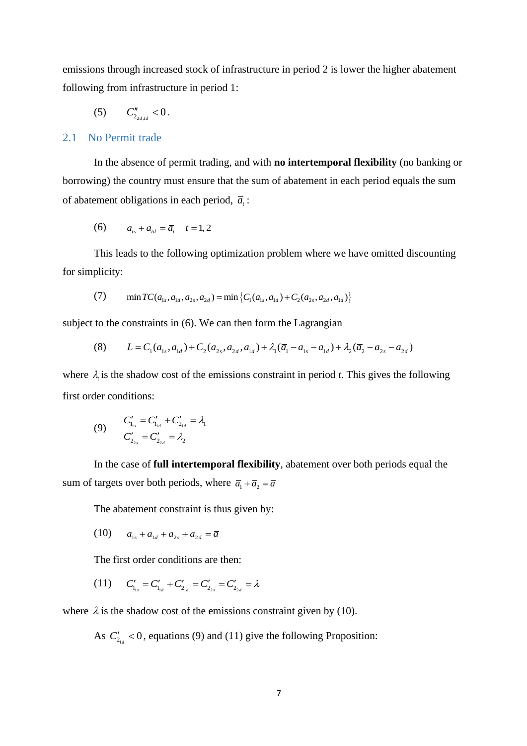emissions through increased stock of infrastructure in period 2 is lower the higher abatement following from infrastructure in period 1:

$$(5) \qquad C''_{2_{2d,1d}} < 0 .$$

## 2.1 No Permit trade

In the absence of permit trading, and with **no intertemporal flexibility** (no banking or borrowing) the country must ensure that the sum of abatement in each period equals the sum of abatement obligations in each period, $\bar{a}_t$:

$$(6) \qquad a_{ts} + a_{td} = \bar{a}_t \quad t = 1,2$$

This leads to the following optimization problem where we have omitted discounting for simplicity:

$$(7) \qquad \min TC(a_{1s}, a_{1d}, a_{2s}, a_{2d}) = \min \left\{ C_1(a_{1s}, a_{1d}) + C_2(a_{2s}, a_{2d}, a_{1d}) \right\}$$

subject to the constraints in (6). We can then form the Lagrangian

$$(8) \qquad L = C_1(a_{1s}, a_{1d}) + C_2(a_{2s}, a_{2d}, a_{1d}) + \lambda_1(\bar{a}_1 - a_{1s} - a_{1d}) + \lambda_2(\bar{a}_2 - a_{2s} - a_{2d})$$

where $\lambda_t$ is the shadow cost of the emissions constraint in period *t*. This gives the following first order conditions:

$$(9) \qquad \begin{aligned} C'_{1_{1s}} &= C'_{1_{1d}} + C'_{2_{1d}} = \lambda_1 \\ C'_{2_{2s}} &= C'_{2_{2d}} = \lambda_2 \end{aligned}$$

In the case of **full intertemporal flexibility**, abatement over both periods equal the sum of targets over both periods, where $\bar{a}_1 + \bar{a}_2 = \bar{a}$

The abatement constraint is thus given by:

$$(10) \qquad a_{1s} + a_{1d} + a_{2s} + a_{2d} = \bar{a}$$

The first order conditions are then:

$$(11) \qquad C'_{1_{1s}} = C'_{1_{1d}} + C'_{2_{1d}} = C'_{2_{2s}} = C'_{2_{2d}} = \lambda$$

where $\lambda$ is the shadow cost of the emissions constraint given by (10).

As $C'_{2_{1d}} < 0$, equations (9) and (11) give the following Proposition: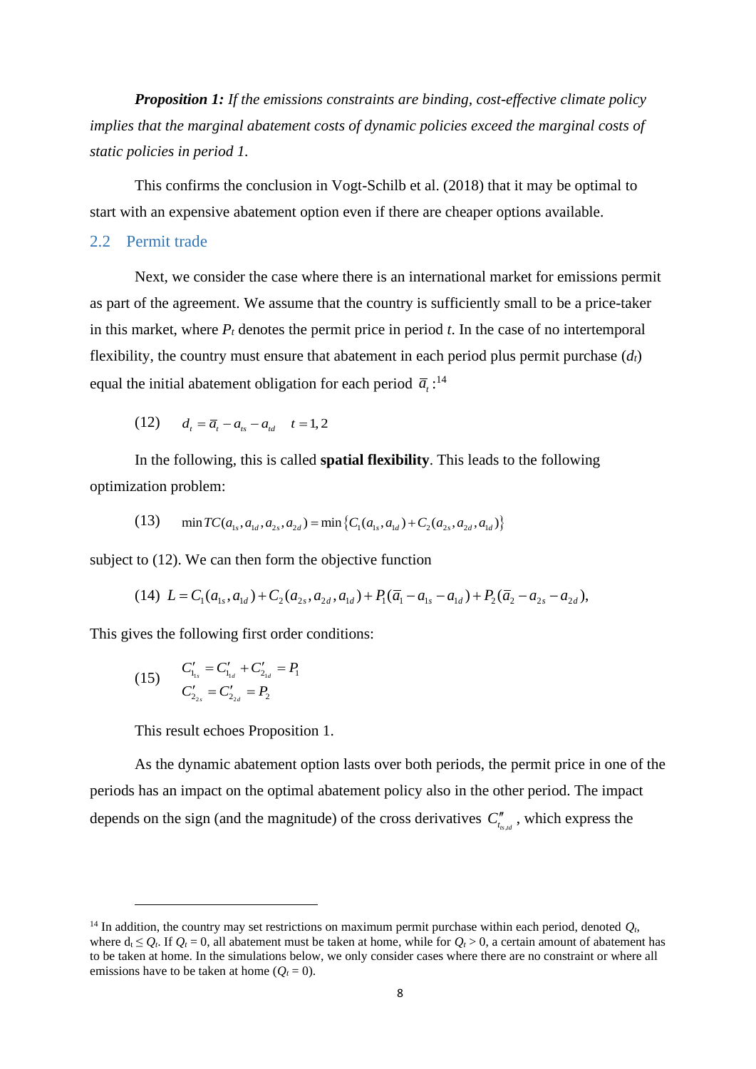***Proposition 1:*** *If the emissions constraints are binding, cost-effective climate policy implies that the marginal abatement costs of dynamic policies exceed the marginal costs of static policies in period 1.*

This confirms the conclusion in Vogt-Schilb et al. (2018) that it may be optimal to start with an expensive abatement option even if there are cheaper options available.

## 2.2 Permit trade

Next, we consider the case where there is an international market for emissions permit as part of the agreement. We assume that the country is sufficiently small to be a price-taker in this market, where $P_t$ denotes the permit price in period $t$. In the case of no intertemporal flexibility, the country must ensure that abatement in each period plus permit purchase ($d_t$) equal the initial abatement obligation for each period $\overline{a}_t$:[14]

(12) $$d_t = \overline{a}_t - a_{ts} - a_{td} \quad t = 1,2$$

In the following, this is called **spatial flexibility**. This leads to the following optimization problem:

(13) $$\min TC(a_{1s}, a_{1d}, a_{2s}, a_{2d}) = \min\left\{C_1(a_{1s}, a_{1d}) + C_2(a_{2s}, a_{2d}, a_{1d})\right\}$$

subject to (12). We can then form the objective function

(14) $$L = C_1(a_{1s}, a_{1d}) + C_2(a_{2s}, a_{2d}, a_{1d}) + P_1(\overline{a}_1 - a_{1s} - a_{1d}) + P_2(\overline{a}_2 - a_{2s} - a_{2d}),$$

This gives the following first order conditions:

(15) $$\begin{aligned} C'_{1_{1s}} &= C'_{1_{1d}} + C'_{2_{1d}} = P_1 \\ C'_{2_{2s}} &= C'_{2_{2d}} = P_2 \end{aligned}$$

This result echoes Proposition 1.

As the dynamic abatement option lasts over both periods, the permit price in one of the periods has an impact on the optimal abatement policy also in the other period. The impact depends on the sign (and the magnitude) of the cross derivatives $C''_{t_{ts,td}}$, which express the

[14] In addition, the country may set restrictions on maximum permit purchase within each period, denoted $Q_t$, where $d_t \leq Q_t$. If $Q_t = 0$, all abatement must be taken at home, while for $Q_t > 0$, a certain amount of abatement has to be taken at home. In the simulations below, we only consider cases where there are no constraint or where all emissions have to be taken at home ($Q_t = 0$).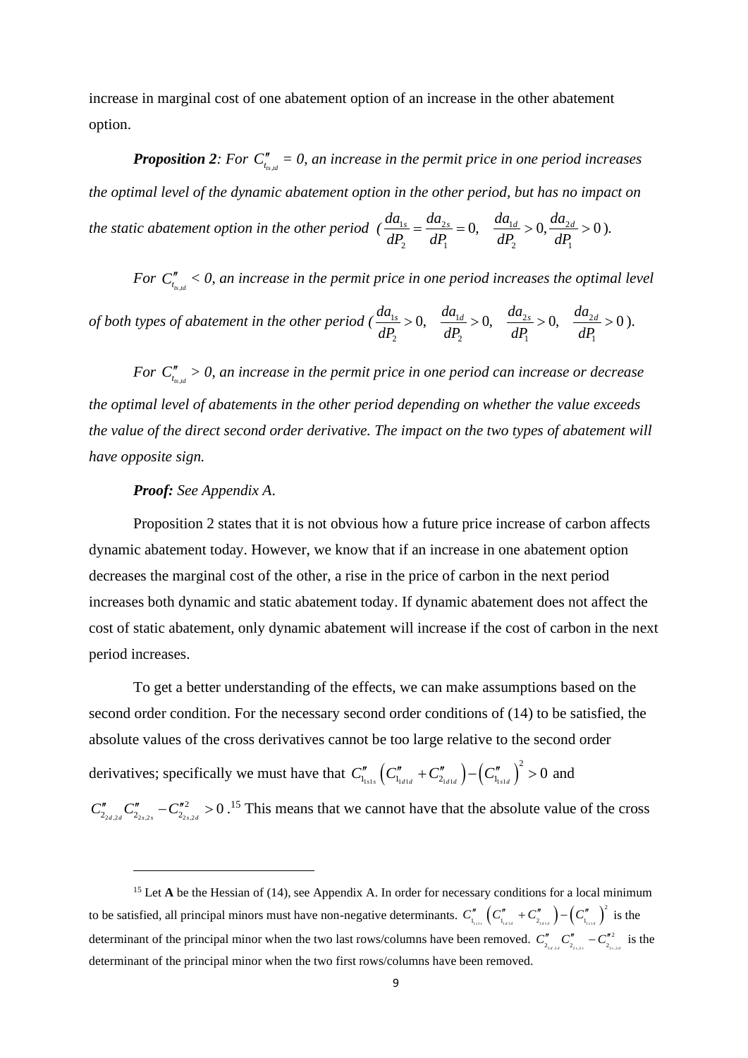increase in marginal cost of one abatement option of an increase in the other abatement option.

***Proposition 2****: For $C''_{t_{ts,td}}$ = 0, an increase in the permit price in one period increases the optimal level of the dynamic abatement option in the other period, but has no impact on the static abatement option in the other period ($\frac{da_{1s}}{dP_2} = \frac{da_{2s}}{dP_1} = 0, \quad \frac{da_{1d}}{dP_2} > 0, \frac{da_{2d}}{dP_1} > 0$).*

*For $C''_{t_{ts,td}}$ < 0, an increase in the permit price in one period increases the optimal level of both types of abatement in the other period ($\frac{da_{1s}}{dP_2} > 0, \quad \frac{da_{1d}}{dP_2} > 0, \quad \frac{da_{2s}}{dP_1} > 0, \quad \frac{da_{2d}}{dP_1} > 0$).*

*For $C''_{t_{ts,td}}$ > 0, an increase in the permit price in one period can increase or decrease the optimal level of abatements in the other period depending on whether the value exceeds the value of the direct second order derivative. The impact on the two types of abatement will have opposite sign.*

***Proof:*** *See Appendix A*.

Proposition 2 states that it is not obvious how a future price increase of carbon affects dynamic abatement today. However, we know that if an increase in one abatement option decreases the marginal cost of the other, a rise in the price of carbon in the next period increases both dynamic and static abatement today. If dynamic abatement does not affect the cost of static abatement, only dynamic abatement will increase if the cost of carbon in the next period increases.

To get a better understanding of the effects, we can make assumptions based on the second order condition. For the necessary second order conditions of (14) to be satisfied, the absolute values of the cross derivatives cannot be too large relative to the second order derivatives; specifically we must have that $C''_{1_{1s1s}}\left(C''_{1_{1d1d}} + C''_{2_{1d1d}}\right) - \left(C''_{1_{1s1d}}\right)^2 > 0$ and $C''_{2_{2d,2d}} C''_{2_{2s,2s}} - C''^2_{2_{2s,2d}} > 0$.[15] This means that we cannot have that the absolute value of the cross

[15] Let **A** be the Hessian of (14), see Appendix A. In order for necessary conditions for a local minimum to be satisfied, all principal minors must have non-negative determinants. $C''_{1_{1s1s}}\left(C''_{1_{1d1d}} + C''_{2_{1d1d}}\right) - \left(C''_{1_{1s1d}}\right)^2$ is the determinant of the principal minor when the two last rows/columns have been removed. $C''_{2_{2d,2d}} C''_{2_{2s,2s}} - C''^2_{2_{2s,2d}}$ is the determinant of the principal minor when the two first rows/columns have been removed.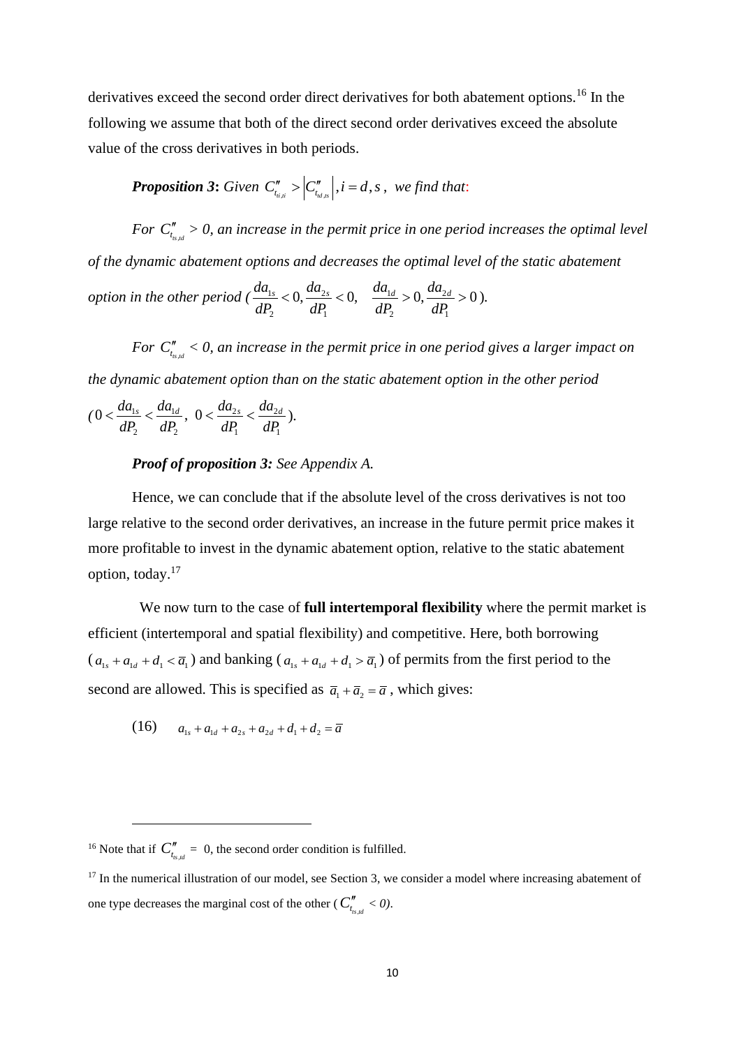derivatives exceed the second order direct derivatives for both abatement options.[16] In the following we assume that both of the direct second order derivatives exceed the absolute value of the cross derivatives in both periods.

***Proposition 3*: *Given $C''_{t_{ti,ti}} > \left|C''_{t_{td,ts}}\right|, i = d, s$, we find that*:**

*For $C''_{t_{ts,td}} > 0$, an increase in the permit price in one period increases the optimal level of the dynamic abatement options and decreases the optimal level of the static abatement option in the other period ($\frac{da_{1s}}{dP_2} < 0, \frac{da_{2s}}{dP_1} < 0, \quad \frac{da_{1d}}{dP_2} > 0, \frac{da_{2d}}{dP_1} > 0$).*

*For $C''_{t_{ts,td}} < 0$, an increase in the permit price in one period gives a larger impact on the dynamic abatement option than on the static abatement option in the other period ($0 < \frac{da_{1s}}{dP_2} < \frac{da_{1d}}{dP_2}$, $0 < \frac{da_{2s}}{dP_1} < \frac{da_{2d}}{dP_1}$).*

***Proof of proposition 3:*** *See Appendix A.*

Hence, we can conclude that if the absolute level of the cross derivatives is not too large relative to the second order derivatives, an increase in the future permit price makes it more profitable to invest in the dynamic abatement option, relative to the static abatement option, today.[17]

We now turn to the case of **full intertemporal flexibility** where the permit market is efficient (intertemporal and spatial flexibility) and competitive. Here, both borrowing ($a_{1s} + a_{1d} + d_1 < \bar{a}_1$) and banking ($a_{1s} + a_{1d} + d_1 > \bar{a}_1$) of permits from the first period to the second are allowed. This is specified as $\bar{a}_1 + \bar{a}_2 = \bar{a}$, which gives:

$$(16) \qquad a_{1s} + a_{1d} + a_{2s} + a_{2d} + d_1 + d_2 = \bar{a}$$

---

[16] Note that if $C''_{t_{ts,td}} = 0$, the second order condition is fulfilled.

[17] In the numerical illustration of our model, see Section 3, we consider a model where increasing abatement of one type decreases the marginal cost of the other ($C''_{t_{ts,td}} < 0$).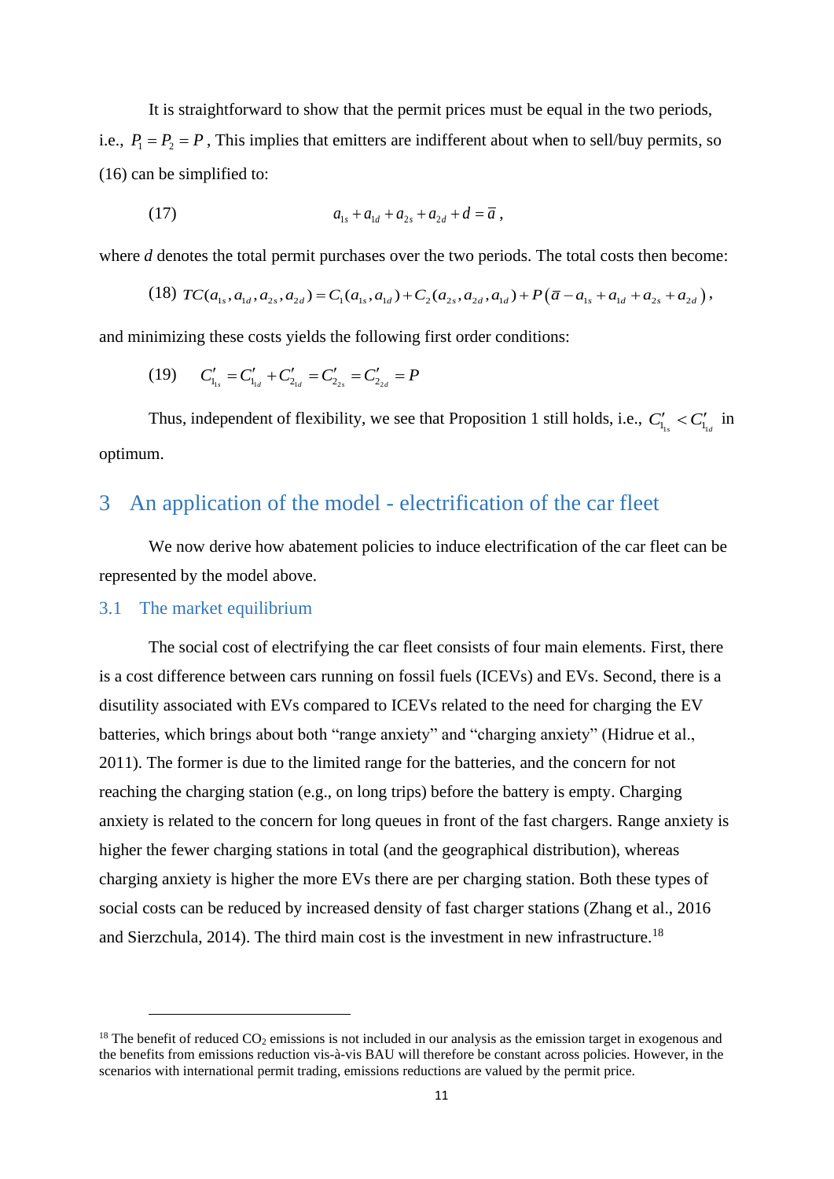It is straightforward to show that the permit prices must be equal in the two periods, i.e., $P_1 = P_2 = P$, This implies that emitters are indifferent about when to sell/buy permits, so (16) can be simplified to:

$$(17) \qquad a_{1s} + a_{1d} + a_{2s} + a_{2d} + d = \bar{a},$$

where *d* denotes the total permit purchases over the two periods. The total costs then become:

$$(18) \quad TC(a_{1s}, a_{1d}, a_{2s}, a_{2d}) = C_1(a_{1s}, a_{1d}) + C_2(a_{2s}, a_{2d}, a_{1d}) + P\left(\bar{a} - a_{1s} + a_{1d} + a_{2s} + a_{2d}\right),$$

and minimizing these costs yields the following first order conditions:

$$(19) \quad C'_{1_{1s}} = C'_{1_{1d}} + C'_{2_{1d}} = C'_{2_{2s}} = C'_{2_{2d}} = P$$

Thus, independent of flexibility, we see that Proposition 1 still holds, i.e., $C'_{1_{1s}} < C'_{1_{1d}}$ in optimum.

# 3 An application of the model - electrification of the car fleet

We now derive how abatement policies to induce electrification of the car fleet can be represented by the model above.

## 3.1 The market equilibrium

The social cost of electrifying the car fleet consists of four main elements. First, there is a cost difference between cars running on fossil fuels (ICEVs) and EVs. Second, there is a disutility associated with EVs compared to ICEVs related to the need for charging the EV batteries, which brings about both "range anxiety" and "charging anxiety" (Hidrue et al., 2011). The former is due to the limited range for the batteries, and the concern for not reaching the charging station (e.g., on long trips) before the battery is empty. Charging anxiety is related to the concern for long queues in front of the fast chargers. Range anxiety is higher the fewer charging stations in total (and the geographical distribution), whereas charging anxiety is higher the more EVs there are per charging station. Both these types of social costs can be reduced by increased density of fast charger stations (Zhang et al., 2016 and Sierzchula, 2014). The third main cost is the investment in new infrastructure.[18]

[18] The benefit of reduced $CO_2$ emissions is not included in our analysis as the emission target in exogenous and the benefits from emissions reduction vis-à-vis BAU will therefore be constant across policies. However, in the scenarios with international permit trading, emissions reductions are valued by the permit price.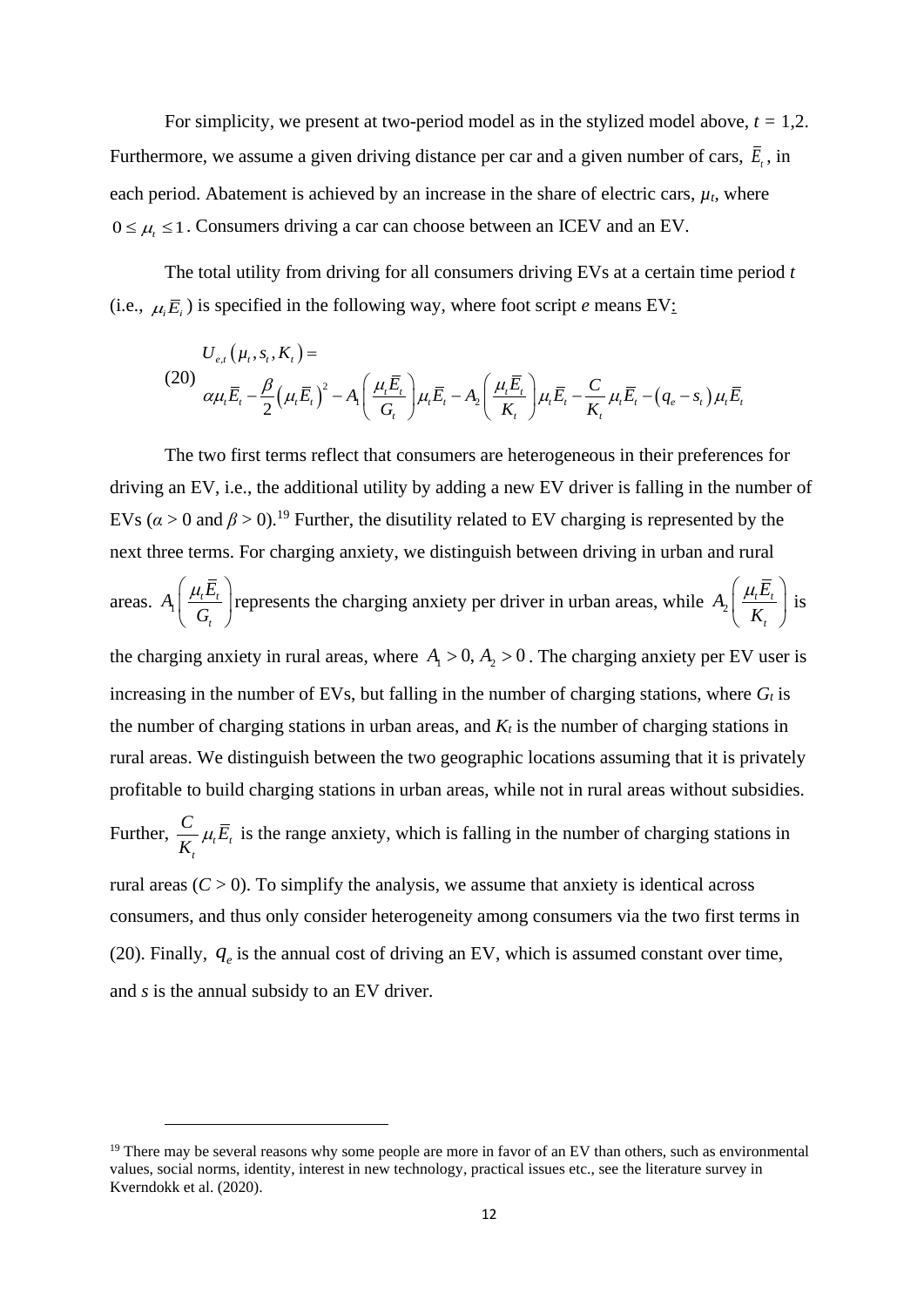For simplicity, we present at two-period model as in the stylized model above, $t$ = 1,2. Furthermore, we assume a given driving distance per car and a given number of cars, $\bar{E}_t$, in each period. Abatement is achieved by an increase in the share of electric cars, $\mu_t$, where $0 \leq \mu_t \leq 1$. Consumers driving a car can choose between an ICEV and an EV.

The total utility from driving for all consumers driving EVs at a certain time period $t$ (i.e., $\mu_t \bar{E}_t$) is specified in the following way, where foot script $e$ means EV:

$$U_{e,t}\left(\mu_t, s_t, K_t\right) = \alpha\mu_t\bar{E}_t - \frac{\beta}{2}\left(\mu_t\bar{E}_t\right)^2 - A_1\left(\frac{\mu_t\bar{E}_t}{G_t}\right)\mu_t\bar{E}_t - A_2\left(\frac{\mu_t\bar{E}_t}{K_t}\right)\mu_t\bar{E}_t - \frac{C}{K_t}\mu_t\bar{E}_t - \left(q_e - s_t\right)\mu_t\bar{E}_t \tag{20}$$

The two first terms reflect that consumers are heterogeneous in their preferences for driving an EV, i.e., the additional utility by adding a new EV driver is falling in the number of EVs ($\alpha > 0$ and $\beta > 0$).[19] Further, the disutility related to EV charging is represented by the next three terms. For charging anxiety, we distinguish between driving in urban and rural areas. $A_1\left(\frac{\mu_t\bar{E}_t}{G_t}\right)$ represents the charging anxiety per driver in urban areas, while $A_2\left(\frac{\mu_t\bar{E}_t}{K_t}\right)$ is the charging anxiety in rural areas, where $A_1 > 0, A_2 > 0$. The charging anxiety per EV user is increasing in the number of EVs, but falling in the number of charging stations, where $G_t$ is the number of charging stations in urban areas, and $K_t$ is the number of charging stations in rural areas. We distinguish between the two geographic locations assuming that it is privately profitable to build charging stations in urban areas, while not in rural areas without subsidies. Further, $\frac{C}{K_t}\mu_t\bar{E}_t$ is the range anxiety, which is falling in the number of charging stations in rural areas ($C > 0$). To simplify the analysis, we assume that anxiety is identical across consumers, and thus only consider heterogeneity among consumers via the two first terms in (20). Finally, $q_e$ is the annual cost of driving an EV, which is assumed constant over time, and $s$ is the annual subsidy to an EV driver.

[19] There may be several reasons why some people are more in favor of an EV than others, such as environmental values, social norms, identity, interest in new technology, practical issues etc., see the literature survey in Kverndokk et al. (2020).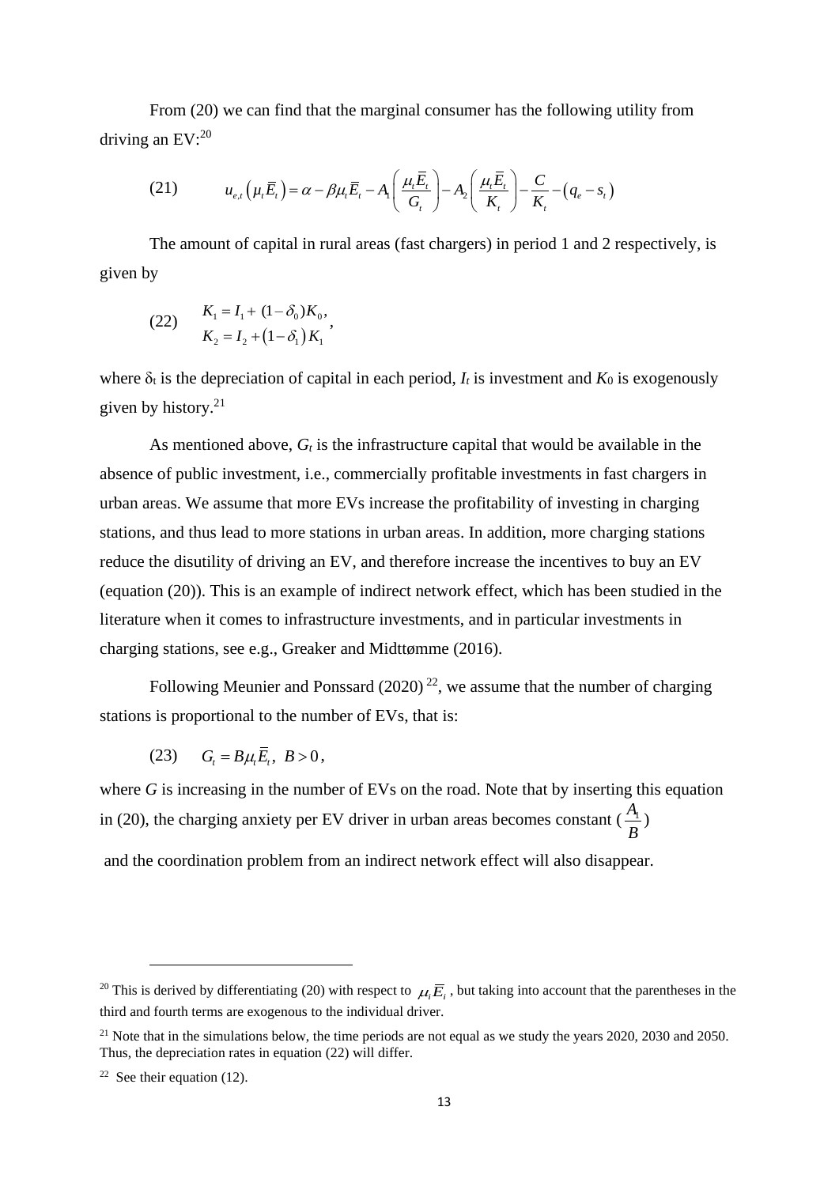From (20) we can find that the marginal consumer has the following utility from driving an EV:[20]

$$u_{e,t}\left(\mu_t \bar{E}_t\right) = \alpha - \beta \mu_t \bar{E}_t - A_1\left(\frac{\mu_t \bar{E}_t}{G_t}\right) - A_2\left(\frac{\mu_t \bar{E}_t}{K_t}\right) - \frac{C}{K_t} - \left(q_e - s_t\right) \tag{21}$$

The amount of capital in rural areas (fast chargers) in period 1 and 2 respectively, is given by

$$\begin{aligned} K_1 &= I_1 + (1-\delta_0)K_0, \\ K_2 &= I_2 + \left(1-\delta_1\right)K_1 \end{aligned} \tag{22}$$

where $\delta_t$ is the depreciation of capital in each period, $I_t$ is investment and $K_0$ is exogenously given by history.[21]

As mentioned above, $G_t$ is the infrastructure capital that would be available in the absence of public investment, i.e., commercially profitable investments in fast chargers in urban areas. We assume that more EVs increase the profitability of investing in charging stations, and thus lead to more stations in urban areas. In addition, more charging stations reduce the disutility of driving an EV, and therefore increase the incentives to buy an EV (equation (20)). This is an example of indirect network effect, which has been studied in the literature when it comes to infrastructure investments, and in particular investments in charging stations, see e.g., Greaker and Midttømme (2016).

Following Meunier and Ponssard (2020)[22], we assume that the number of charging stations is proportional to the number of EVs, that is:

$$G_t = B\mu_t \bar{E}_t, \; B > 0, \tag{23}$$

where $G$ is increasing in the number of EVs on the road. Note that by inserting this equation in (20), the charging anxiety per EV driver in urban areas becomes constant ($\frac{A_1}{B}$) and the coordination problem from an indirect network effect will also disappear.

---

[20] This is derived by differentiating (20) with respect to $\mu_i \bar{E}_i$, but taking into account that the parentheses in the third and fourth terms are exogenous to the individual driver.

[21] Note that in the simulations below, the time periods are not equal as we study the years 2020, 2030 and 2050. Thus, the depreciation rates in equation (22) will differ.

[22] See their equation (12).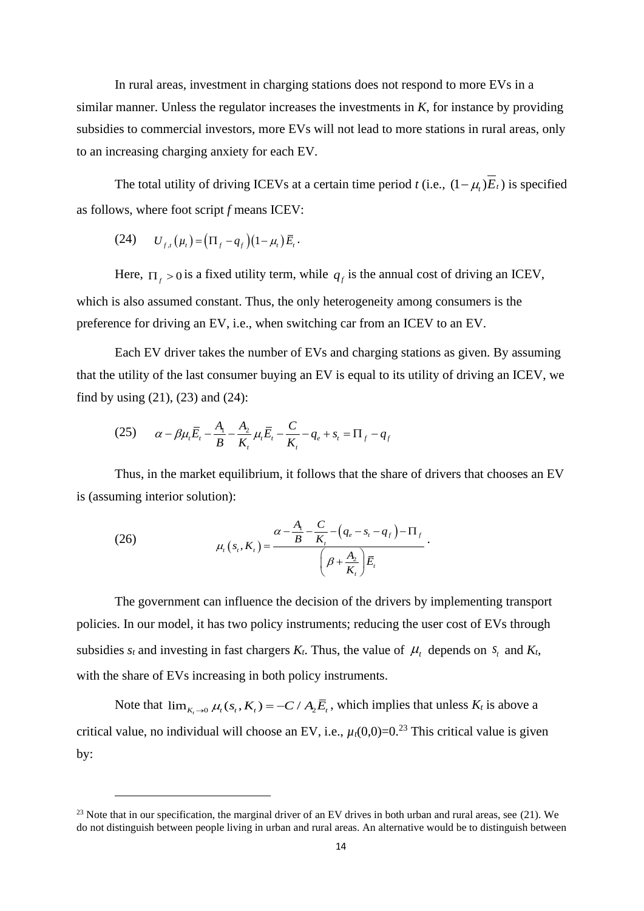In rural areas, investment in charging stations does not respond to more EVs in a similar manner. Unless the regulator increases the investments in $K$, for instance by providing subsidies to commercial investors, more EVs will not lead to more stations in rural areas, only to an increasing charging anxiety for each EV.

The total utility of driving ICEVs at a certain time period $t$ (i.e., $(1-\mu_t)\bar{E}_t$) is specified as follows, where foot script $f$ means ICEV:

$$U_{f,t}(\mu_t) = \left(\Pi_f - q_f\right)(1-\mu_t)\bar{E}_t . \tag{24}$$

Here, $\Pi_f > 0$ is a fixed utility term, while $q_f$ is the annual cost of driving an ICEV, which is also assumed constant. Thus, the only heterogeneity among consumers is the preference for driving an EV, i.e., when switching car from an ICEV to an EV.

Each EV driver takes the number of EVs and charging stations as given. By assuming that the utility of the last consumer buying an EV is equal to its utility of driving an ICEV, we find by using (21), (23) and (24):

$$\alpha - \beta\mu_t\bar{E}_t - \frac{A_1}{B} - \frac{A_2}{K_t}\mu_t\bar{E}_t - \frac{C}{K_t} - q_e + s_t = \Pi_f - q_f \tag{25}$$

Thus, in the market equilibrium, it follows that the share of drivers that chooses an EV is (assuming interior solution):

$$\mu_t(s_t, K_t) = \frac{\alpha - \frac{A_1}{B} - \frac{C}{K_t} - \left(q_e - s_t - q_f\right) - \Pi_f}{\left(\beta + \frac{A_2}{K_t}\right)\bar{E}_t} . \tag{26}$$

The government can influence the decision of the drivers by implementing transport policies. In our model, it has two policy instruments; reducing the user cost of EVs through subsidies $s_t$ and investing in fast chargers $K_t$. Thus, the value of $\mu_t$ depends on $s_t$ and $K_t$, with the share of EVs increasing in both policy instruments.

Note that $\lim_{K_t \to 0} \mu_t(s_t, K_t) = -C / A_2\bar{E}_t$, which implies that unless $K_t$ is above a critical value, no individual will choose an EV, i.e., $\mu_t(0,0)=0$.[23] This critical value is given by:

[23] Note that in our specification, the marginal driver of an EV drives in both urban and rural areas, see (21). We do not distinguish between people living in urban and rural areas. An alternative would be to distinguish between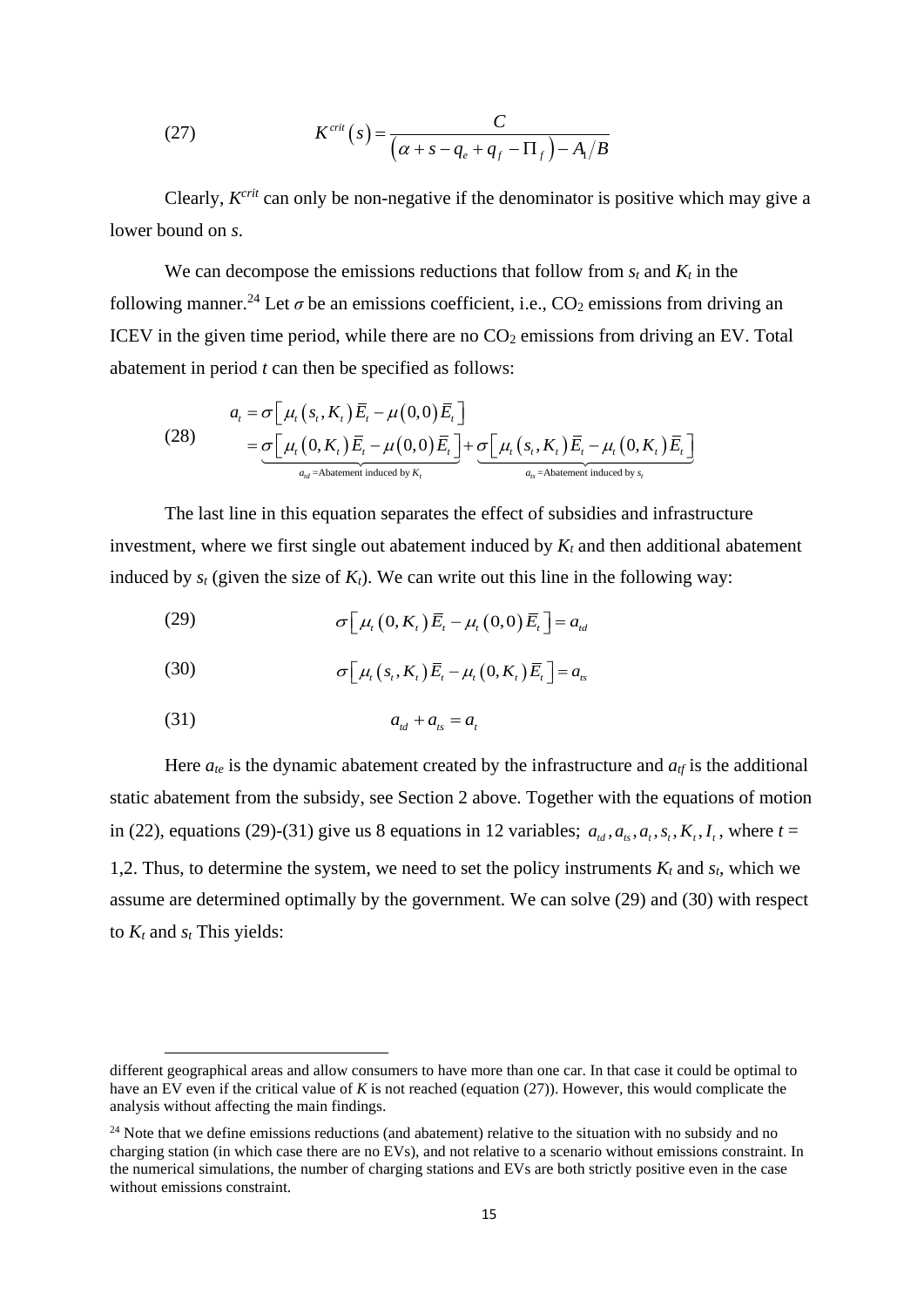$$K^{crit}(s) = \frac{C}{\left(\alpha + s - q_e + q_f - \Pi_f\right) - A_1/B} \tag{27}$$

Clearly, $K^{crit}$ can only be non-negative if the denominator is positive which may give a lower bound on *s*.

We can decompose the emissions reductions that follow from $s_t$ and $K_t$ in the following manner.[24] Let $\sigma$ be an emissions coefficient, i.e., $CO_2$ emissions from driving an ICEV in the given time period, while there are no $CO_2$ emissions from driving an EV. Total abatement in period *t* can then be specified as follows:

$$\begin{aligned} a_t &= \sigma\left[\mu_t\left(s_t, K_t\right)\bar{E}_t - \mu\left(0,0\right)\bar{E}_t\right] \\ &= \underbrace{\sigma\left[\mu_t\left(0, K_t\right)\bar{E}_t - \mu\left(0,0\right)\bar{E}_t\right]}_{a_{td}=\text{Abatement induced by } K_t} + \underbrace{\sigma\left[\mu_t\left(s_t, K_t\right)\bar{E}_t - \mu_t\left(0, K_t\right)\bar{E}_t\right]}_{a_{ts}=\text{Abatement induced by } s_t} \end{aligned} \tag{28}$$

The last line in this equation separates the effect of subsidies and infrastructure investment, where we first single out abatement induced by $K_t$ and then additional abatement induced by $s_t$ (given the size of $K_t$). We can write out this line in the following way:

$$\sigma\left[\mu_t\left(0, K_t\right)\bar{E}_t - \mu_t\left(0,0\right)\bar{E}_t\right] = a_{td} \tag{29}$$

$$\sigma\left[\mu_t\left(s_t, K_t\right)\bar{E}_t - \mu_t\left(0, K_t\right)\bar{E}_t\right] = a_{ts} \tag{30}$$

$$a_{td} + a_{ts} = a_t \tag{31}$$

Here $a_{te}$ is the dynamic abatement created by the infrastructure and $a_{tf}$ is the additional static abatement from the subsidy, see Section 2 above. Together with the equations of motion in (22), equations (29)-(31) give us 8 equations in 12 variables; $a_{td}, a_{ts}, a_t, s_t, K_t, I_t$, where $t$ = 1,2. Thus, to determine the system, we need to set the policy instruments $K_t$ and $s_t$, which we assume are determined optimally by the government. We can solve (29) and (30) with respect to $K_t$ and $s_t$ This yields:

---

different geographical areas and allow consumers to have more than one car. In that case it could be optimal to have an EV even if the critical value of *K* is not reached (equation (27)). However, this would complicate the analysis without affecting the main findings.

[24] Note that we define emissions reductions (and abatement) relative to the situation with no subsidy and no charging station (in which case there are no EVs), and not relative to a scenario without emissions constraint. In the numerical simulations, the number of charging stations and EVs are both strictly positive even in the case without emissions constraint.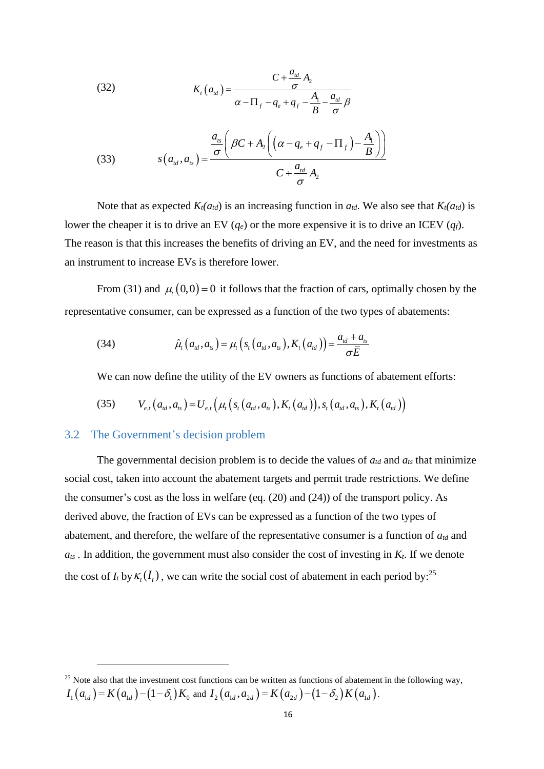$$K_t\left(a_{td}\right)=\frac{C+\frac{a_{td}}{\sigma}A_2}{\alpha-\Pi_f-q_e+q_f-\frac{A_1}{B}-\frac{a_{td}}{\sigma}\beta} \tag{32}$$

$$s\left(a_{td},a_{ts}\right)=\frac{\frac{a_{ts}}{\sigma}\left(\beta C+A_2\left(\left(\alpha-q_e+q_f-\Pi_f\right)-\frac{A_1}{B}\right)\right)}{C+\frac{a_{td}}{\sigma}A_2} \tag{33}$$

Note that as expected $K_t(a_{td})$ is an increasing function in $a_{td}$. We also see that $K_t(a_{td})$ is lower the cheaper it is to drive an EV ($q_e$) or the more expensive it is to drive an ICEV ($q_f$). The reason is that this increases the benefits of driving an EV, and the need for investments as an instrument to increase EVs is therefore lower.

From (31) and $\mu_t(0,0)=0$ it follows that the fraction of cars, optimally chosen by the representative consumer, can be expressed as a function of the two types of abatements:

$$\hat{\mu}_t\left(a_{td},a_{ts}\right)=\mu_t\left(s_t\left(a_{td},a_{ts}\right),K_t\left(a_{td}\right)\right)=\frac{a_{td}+a_{ts}}{\sigma\bar{E}} \tag{34}$$

We can now define the utility of the EV owners as functions of abatement efforts:

$$V_{e,t}\left(a_{td},a_{ts}\right)=U_{e,t}\left(\mu_t\left(s_t\left(a_{td},a_{ts}\right),K_t\left(a_{td}\right)\right),s_t\left(a_{td},a_{ts}\right),K_t\left(a_{td}\right)\right) \tag{35}$$

## 3.2 The Government's decision problem

The governmental decision problem is to decide the values of $a_{td}$ and $a_{ts}$ that minimize social cost, taken into account the abatement targets and permit trade restrictions. We define the consumer's cost as the loss in welfare (eq. (20) and (24)) of the transport policy. As derived above, the fraction of EVs can be expressed as a function of the two types of abatement, and therefore, the welfare of the representative consumer is a function of $a_{td}$ and $a_{ts}$. In addition, the government must also consider the cost of investing in $K_t$. If we denote the cost of $I_t$ by $\kappa_t(I_t)$, we can write the social cost of abatement in each period by:[25]

[25] Note also that the investment cost functions can be written as functions of abatement in the following way, $I_1\left(a_{1d}\right)=K\left(a_{1d}\right)-\left(1-\delta_1\right)K_0$ and $I_2\left(a_{1d},a_{2d}\right)=K\left(a_{2d}\right)-\left(1-\delta_2\right)K\left(a_{1d}\right)$.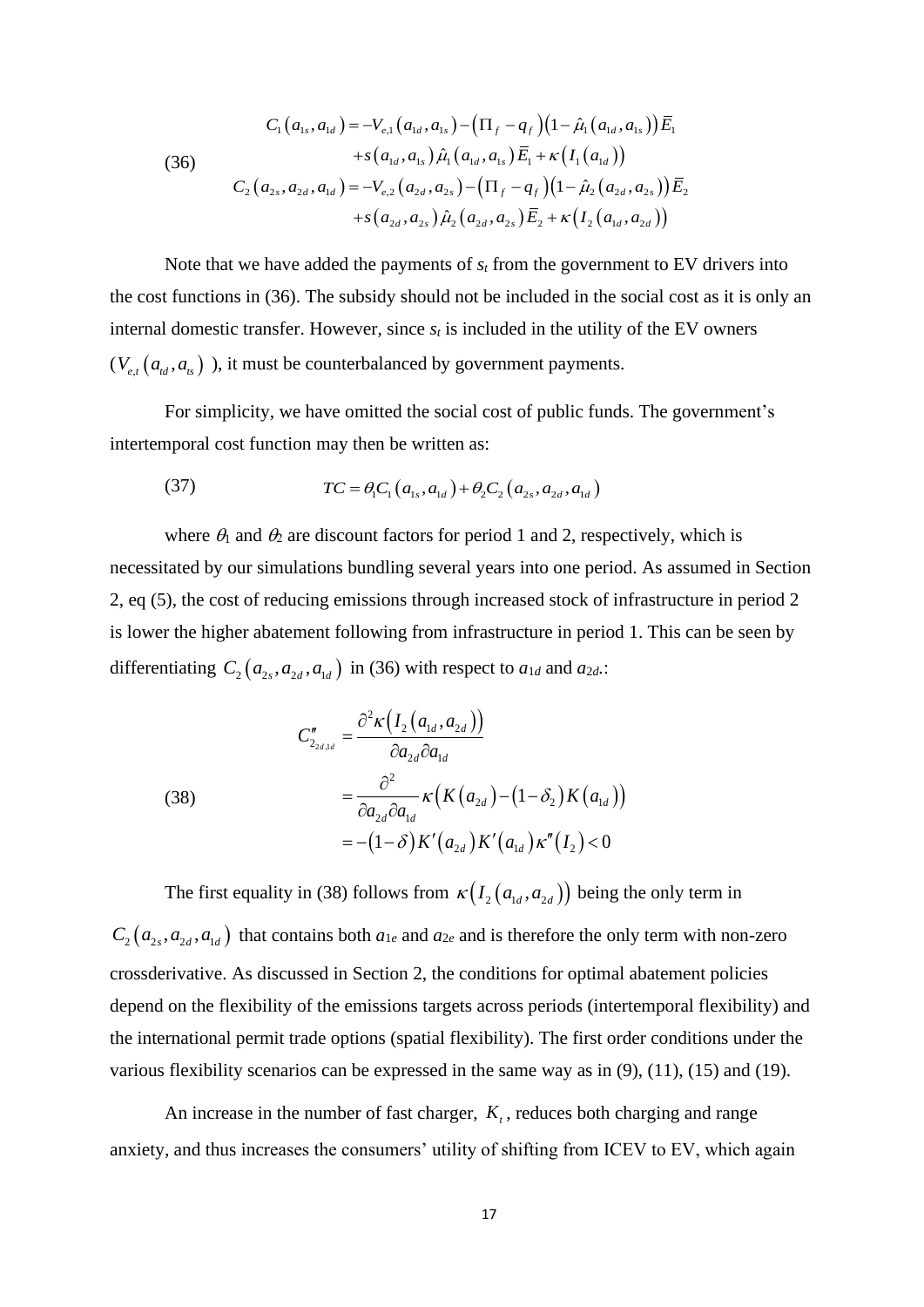$$
(36) \qquad
\begin{aligned}
C_1\left(a_{1s}, a_{1d}\right) &= -V_{e,1}\left(a_{1d}, a_{1s}\right) - \left(\Pi_f - q_f\right)\left(1 - \hat{\mu}_1\left(a_{1d}, a_{1s}\right)\right)\bar{E}_1 \\
&\quad + s\left(a_{1d}, a_{1s}\right)\hat{\mu}_1\left(a_{1d}, a_{1s}\right)\bar{E}_1 + \kappa\left(I_1\left(a_{1d}\right)\right) \\
C_2\left(a_{2s}, a_{2d}, a_{1d}\right) &= -V_{e,2}\left(a_{2d}, a_{2s}\right) - \left(\Pi_f - q_f\right)\left(1 - \hat{\mu}_2\left(a_{2d}, a_{2s}\right)\right)\bar{E}_2 \\
&\quad + s\left(a_{2d}, a_{2s}\right)\hat{\mu}_2\left(a_{2d}, a_{2s}\right)\bar{E}_2 + \kappa\left(I_2\left(a_{1d}, a_{2d}\right)\right)
\end{aligned}
$$

Note that we have added the payments of $s_t$ from the government to EV drivers into the cost functions in (36). The subsidy should not be included in the social cost as it is only an internal domestic transfer. However, since $s_t$ is included in the utility of the EV owners ($V_{e,t}\left(a_{td}, a_{ts}\right)$ ), it must be counterbalanced by government payments.

For simplicity, we have omitted the social cost of public funds. The government's intertemporal cost function may then be written as:

$$
(37) \qquad TC = \theta_1 C_1\left(a_{1s}, a_{1d}\right) + \theta_2 C_2\left(a_{2s}, a_{2d}, a_{1d}\right)
$$

where $\theta_1$ and $\theta_2$ are discount factors for period 1 and 2, respectively, which is necessitated by our simulations bundling several years into one period. As assumed in Section 2, eq (5), the cost of reducing emissions through increased stock of infrastructure in period 2 is lower the higher abatement following from infrastructure in period 1. This can be seen by differentiating $C_2\left(a_{2s}, a_{2d}, a_{1d}\right)$ in (36) with respect to $a_{1d}$ and $a_{2d}$.:

$$
(38) \qquad
\begin{aligned}
C''_{2_{2d,1d}} &= \frac{\partial^2 \kappa\left(I_2\left(a_{1d}, a_{2d}\right)\right)}{\partial a_{2d}\partial a_{1d}} \\
&= \frac{\partial^2}{\partial a_{2d}\partial a_{1d}}\kappa\left(K\left(a_{2d}\right) - \left(1-\delta_2\right)K\left(a_{1d}\right)\right) \\
&= -\left(1-\delta\right)K'\left(a_{2d}\right)K'\left(a_{1d}\right)\kappa''\left(I_2\right) < 0
\end{aligned}
$$

The first equality in (38) follows from $\kappa\left(I_2\left(a_{1d}, a_{2d}\right)\right)$ being the only term in $C_2\left(a_{2s}, a_{2d}, a_{1d}\right)$ that contains both $a_{1e}$ and $a_{2e}$ and is therefore the only term with non-zero crossderivative. As discussed in Section 2, the conditions for optimal abatement policies depend on the flexibility of the emissions targets across periods (intertemporal flexibility) and the international permit trade options (spatial flexibility). The first order conditions under the various flexibility scenarios can be expressed in the same way as in (9), (11), (15) and (19).

An increase in the number of fast charger, $K_t$, reduces both charging and range anxiety, and thus increases the consumers' utility of shifting from ICEV to EV, which again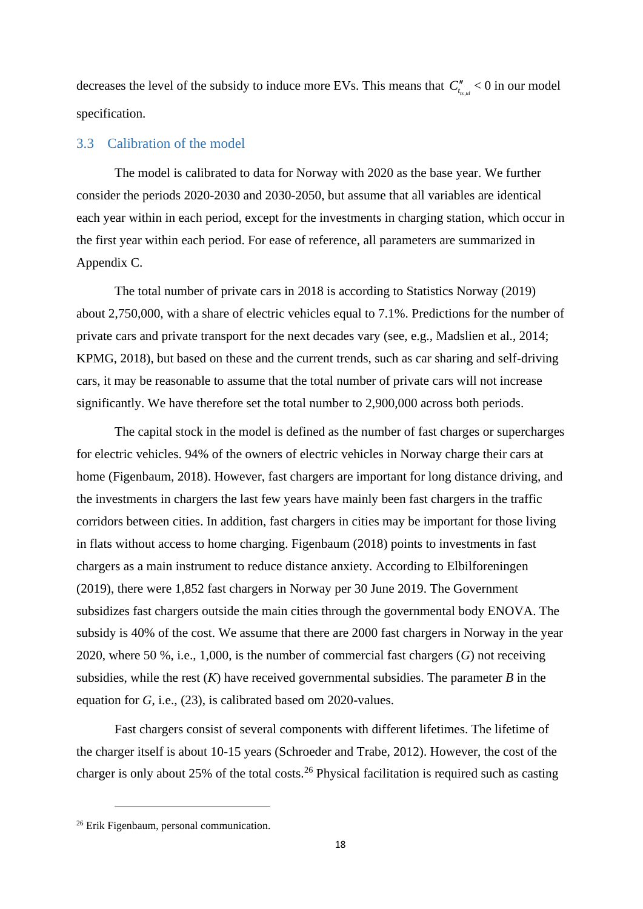decreases the level of the subsidy to induce more EVs. This means that $C''_{t_{ts,td}} < 0$ in our model specification.

## 3.3 Calibration of the model

The model is calibrated to data for Norway with 2020 as the base year. We further consider the periods 2020-2030 and 2030-2050, but assume that all variables are identical each year within in each period, except for the investments in charging station, which occur in the first year within each period. For ease of reference, all parameters are summarized in Appendix C.

The total number of private cars in 2018 is according to Statistics Norway (2019) about 2,750,000, with a share of electric vehicles equal to 7.1%. Predictions for the number of private cars and private transport for the next decades vary (see, e.g., Madslien et al., 2014; KPMG, 2018), but based on these and the current trends, such as car sharing and self-driving cars, it may be reasonable to assume that the total number of private cars will not increase significantly. We have therefore set the total number to 2,900,000 across both periods.

The capital stock in the model is defined as the number of fast charges or supercharges for electric vehicles. 94% of the owners of electric vehicles in Norway charge their cars at home (Figenbaum, 2018). However, fast chargers are important for long distance driving, and the investments in chargers the last few years have mainly been fast chargers in the traffic corridors between cities. In addition, fast chargers in cities may be important for those living in flats without access to home charging. Figenbaum (2018) points to investments in fast chargers as a main instrument to reduce distance anxiety. According to Elbilforeningen (2019), there were 1,852 fast chargers in Norway per 30 June 2019. The Government subsidizes fast chargers outside the main cities through the governmental body ENOVA. The subsidy is 40% of the cost. We assume that there are 2000 fast chargers in Norway in the year 2020, where 50 %, i.e., 1,000, is the number of commercial fast chargers ($G$) not receiving subsidies, while the rest ($K$) have received governmental subsidies. The parameter $B$ in the equation for $G$, i.e., (23), is calibrated based om 2020-values.

Fast chargers consist of several components with different lifetimes. The lifetime of the charger itself is about 10-15 years (Schroeder and Trabe, 2012). However, the cost of the charger is only about 25% of the total costs.[26] Physical facilitation is required such as casting

[26] Erik Figenbaum, personal communication.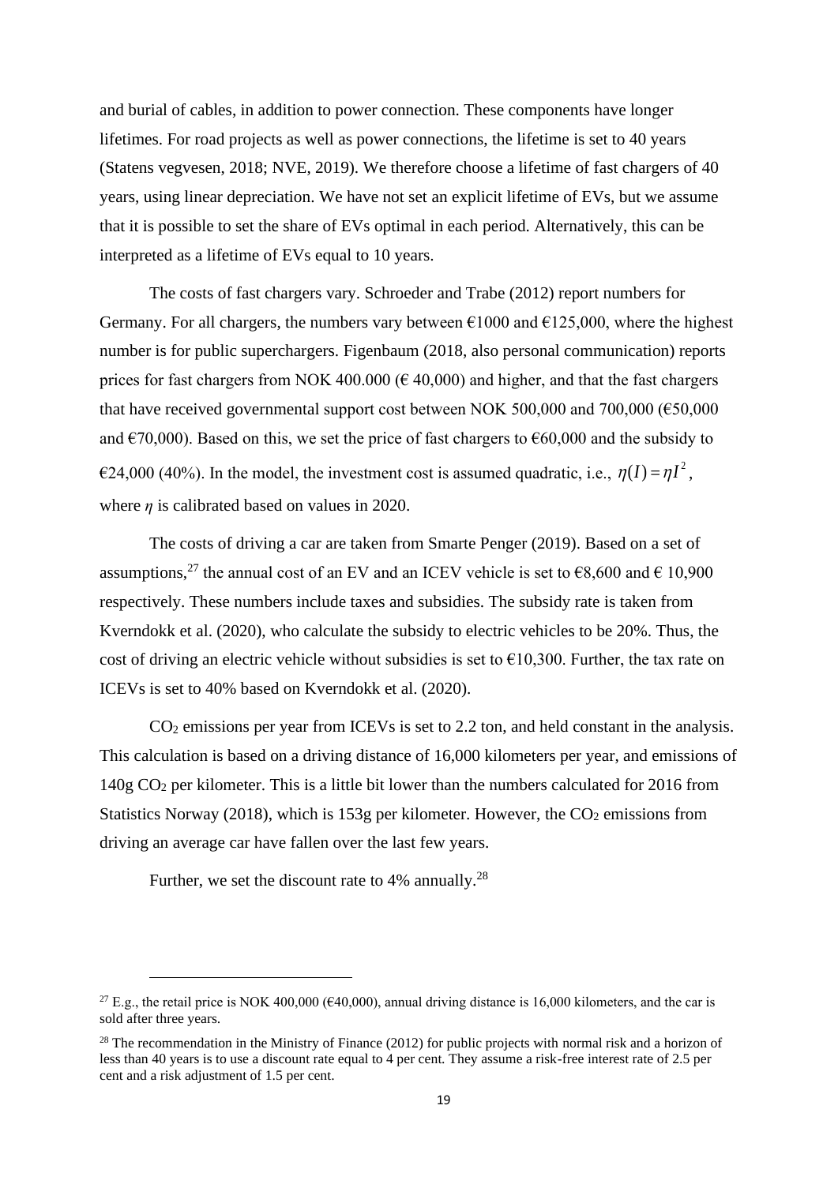and burial of cables, in addition to power connection. These components have longer lifetimes. For road projects as well as power connections, the lifetime is set to 40 years (Statens vegvesen, 2018; NVE, 2019). We therefore choose a lifetime of fast chargers of 40 years, using linear depreciation. We have not set an explicit lifetime of EVs, but we assume that it is possible to set the share of EVs optimal in each period. Alternatively, this can be interpreted as a lifetime of EVs equal to 10 years.

The costs of fast chargers vary. Schroeder and Trabe (2012) report numbers for Germany. For all chargers, the numbers vary between €1000 and €125,000, where the highest number is for public superchargers. Figenbaum (2018, also personal communication) reports prices for fast chargers from NOK 400.000 (€ 40,000) and higher, and that the fast chargers that have received governmental support cost between NOK 500,000 and 700,000 (€50,000 and €70,000). Based on this, we set the price of fast chargers to €60,000 and the subsidy to €24,000 (40%). In the model, the investment cost is assumed quadratic, i.e., $\eta(I) = \eta I^2$, where $\eta$ is calibrated based on values in 2020.

The costs of driving a car are taken from Smarte Penger (2019). Based on a set of assumptions,[27] the annual cost of an EV and an ICEV vehicle is set to €8,600 and € 10,900 respectively. These numbers include taxes and subsidies. The subsidy rate is taken from Kverndokk et al. (2020), who calculate the subsidy to electric vehicles to be 20%. Thus, the cost of driving an electric vehicle without subsidies is set to €10,300. Further, the tax rate on ICEVs is set to 40% based on Kverndokk et al. (2020).

$CO_2$ emissions per year from ICEVs is set to 2.2 ton, and held constant in the analysis. This calculation is based on a driving distance of 16,000 kilometers per year, and emissions of 140g $CO_2$ per kilometer. This is a little bit lower than the numbers calculated for 2016 from Statistics Norway (2018), which is 153g per kilometer. However, the $CO_2$ emissions from driving an average car have fallen over the last few years.

Further, we set the discount rate to 4% annually.[28]

---

[27] E.g., the retail price is NOK 400,000 (€40,000), annual driving distance is 16,000 kilometers, and the car is sold after three years.

[28] The recommendation in the Ministry of Finance (2012) for public projects with normal risk and a horizon of less than 40 years is to use a discount rate equal to 4 per cent. They assume a risk-free interest rate of 2.5 per cent and a risk adjustment of 1.5 per cent.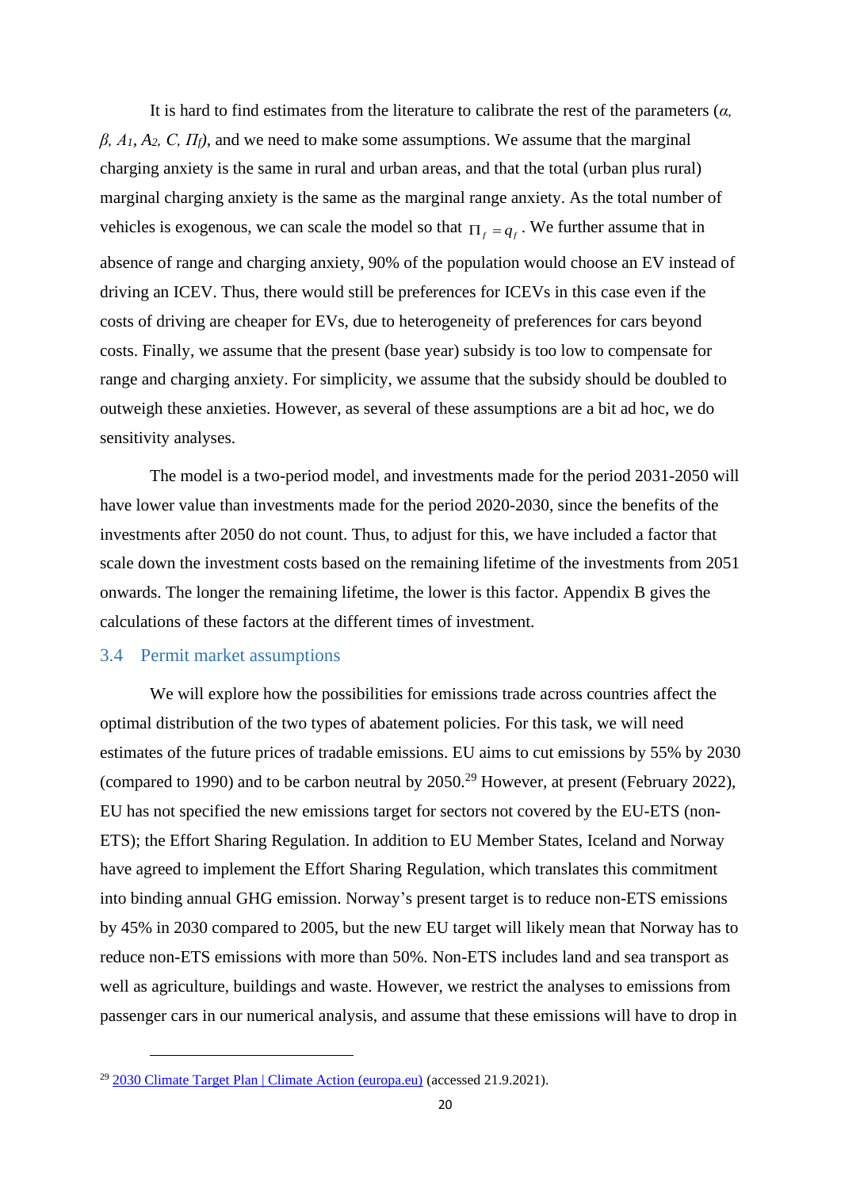It is hard to find estimates from the literature to calibrate the rest of the parameters (*α*, *β*, $A_1$, $A_2$, *C*, $\Pi_f$), and we need to make some assumptions. We assume that the marginal charging anxiety is the same in rural and urban areas, and that the total (urban plus rural) marginal charging anxiety is the same as the marginal range anxiety. As the total number of vehicles is exogenous, we can scale the model so that $\Pi_f = q_f$. We further assume that in absence of range and charging anxiety, 90% of the population would choose an EV instead of driving an ICEV. Thus, there would still be preferences for ICEVs in this case even if the costs of driving are cheaper for EVs, due to heterogeneity of preferences for cars beyond costs. Finally, we assume that the present (base year) subsidy is too low to compensate for range and charging anxiety. For simplicity, we assume that the subsidy should be doubled to outweigh these anxieties. However, as several of these assumptions are a bit ad hoc, we do sensitivity analyses.

The model is a two-period model, and investments made for the period 2031-2050 will have lower value than investments made for the period 2020-2030, since the benefits of the investments after 2050 do not count. Thus, to adjust for this, we have included a factor that scale down the investment costs based on the remaining lifetime of the investments from 2051 onwards. The longer the remaining lifetime, the lower is this factor. Appendix B gives the calculations of these factors at the different times of investment.

## 3.4 Permit market assumptions

We will explore how the possibilities for emissions trade across countries affect the optimal distribution of the two types of abatement policies. For this task, we will need estimates of the future prices of tradable emissions. EU aims to cut emissions by 55% by 2030 (compared to 1990) and to be carbon neutral by 2050.[29] However, at present (February 2022), EU has not specified the new emissions target for sectors not covered by the EU-ETS (non-ETS); the Effort Sharing Regulation. In addition to EU Member States, Iceland and Norway have agreed to implement the Effort Sharing Regulation, which translates this commitment into binding annual GHG emission. Norway's present target is to reduce non-ETS emissions by 45% in 2030 compared to 2005, but the new EU target will likely mean that Norway has to reduce non-ETS emissions with more than 50%. Non-ETS includes land and sea transport as well as agriculture, buildings and waste. However, we restrict the analyses to emissions from passenger cars in our numerical analysis, and assume that these emissions will have to drop in

---

[29] 2030 Climate Target Plan | Climate Action (europa.eu) (accessed 21.9.2021).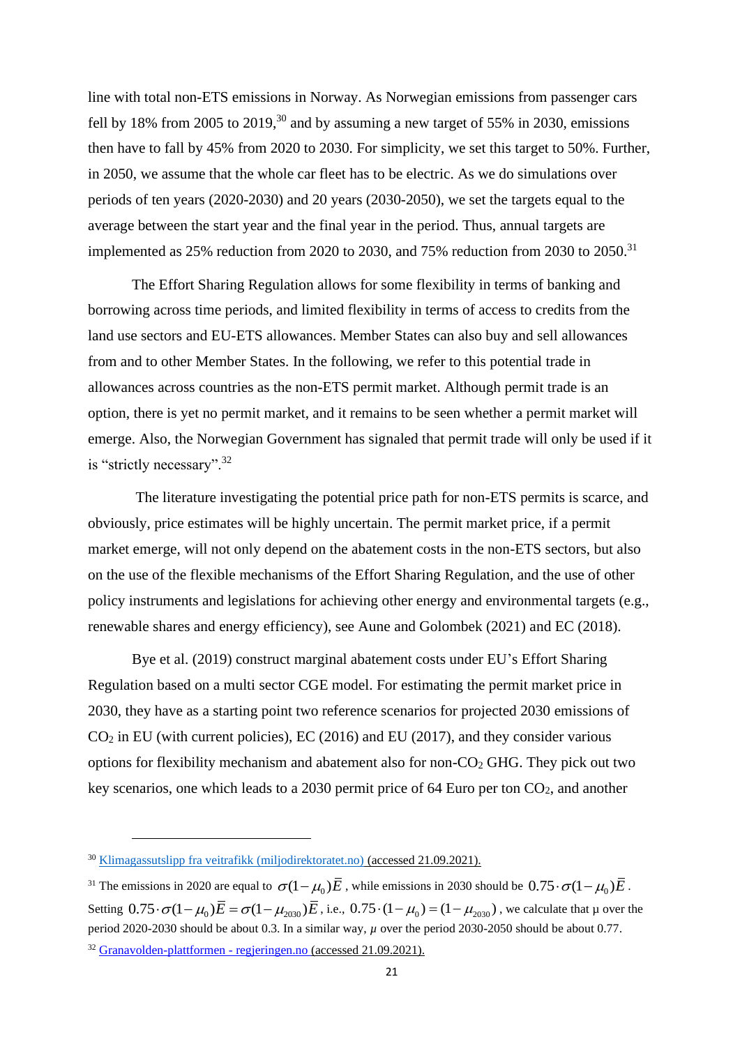line with total non-ETS emissions in Norway. As Norwegian emissions from passenger cars fell by 18% from 2005 to 2019,[30] and by assuming a new target of 55% in 2030, emissions then have to fall by 45% from 2020 to 2030. For simplicity, we set this target to 50%. Further, in 2050, we assume that the whole car fleet has to be electric. As we do simulations over periods of ten years (2020-2030) and 20 years (2030-2050), we set the targets equal to the average between the start year and the final year in the period. Thus, annual targets are implemented as 25% reduction from 2020 to 2030, and 75% reduction from 2030 to 2050.[31]

The Effort Sharing Regulation allows for some flexibility in terms of banking and borrowing across time periods, and limited flexibility in terms of access to credits from the land use sectors and EU-ETS allowances. Member States can also buy and sell allowances from and to other Member States. In the following, we refer to this potential trade in allowances across countries as the non-ETS permit market. Although permit trade is an option, there is yet no permit market, and it remains to be seen whether a permit market will emerge. Also, the Norwegian Government has signaled that permit trade will only be used if it is "strictly necessary".[32]

The literature investigating the potential price path for non-ETS permits is scarce, and obviously, price estimates will be highly uncertain. The permit market price, if a permit market emerge, will not only depend on the abatement costs in the non-ETS sectors, but also on the use of the flexible mechanisms of the Effort Sharing Regulation, and the use of other policy instruments and legislations for achieving other energy and environmental targets (e.g., renewable shares and energy efficiency), see Aune and Golombek (2021) and EC (2018).

Bye et al. (2019) construct marginal abatement costs under EU's Effort Sharing Regulation based on a multi sector CGE model. For estimating the permit market price in 2030, they have as a starting point two reference scenarios for projected 2030 emissions of $CO_2$ in EU (with current policies), EC (2016) and EU (2017), and they consider various options for flexibility mechanism and abatement also for non-$CO_2$ GHG. They pick out two key scenarios, one which leads to a 2030 permit price of 64 Euro per ton $CO_2$, and another

---

[30] Klimagassutslipp fra veitrafikk (miljodirektoratet.no) (accessed 21.09.2021).

[31] The emissions in 2020 are equal to $\sigma(1-\mu_0)\bar{E}$, while emissions in 2030 should be $0.75\cdot\sigma(1-\mu_0)\bar{E}$. Setting $0.75\cdot\sigma(1-\mu_0)\bar{E}=\sigma(1-\mu_{2030})\bar{E}$, i.e., $0.75\cdot(1-\mu_0)=(1-\mu_{2030})$, we calculate that μ over the period 2020-2030 should be about 0.3. In a similar way, $\mu$ over the period 2030-2050 should be about 0.77.

[32] Granavolden-plattformen - regjeringen.no (accessed 21.09.2021).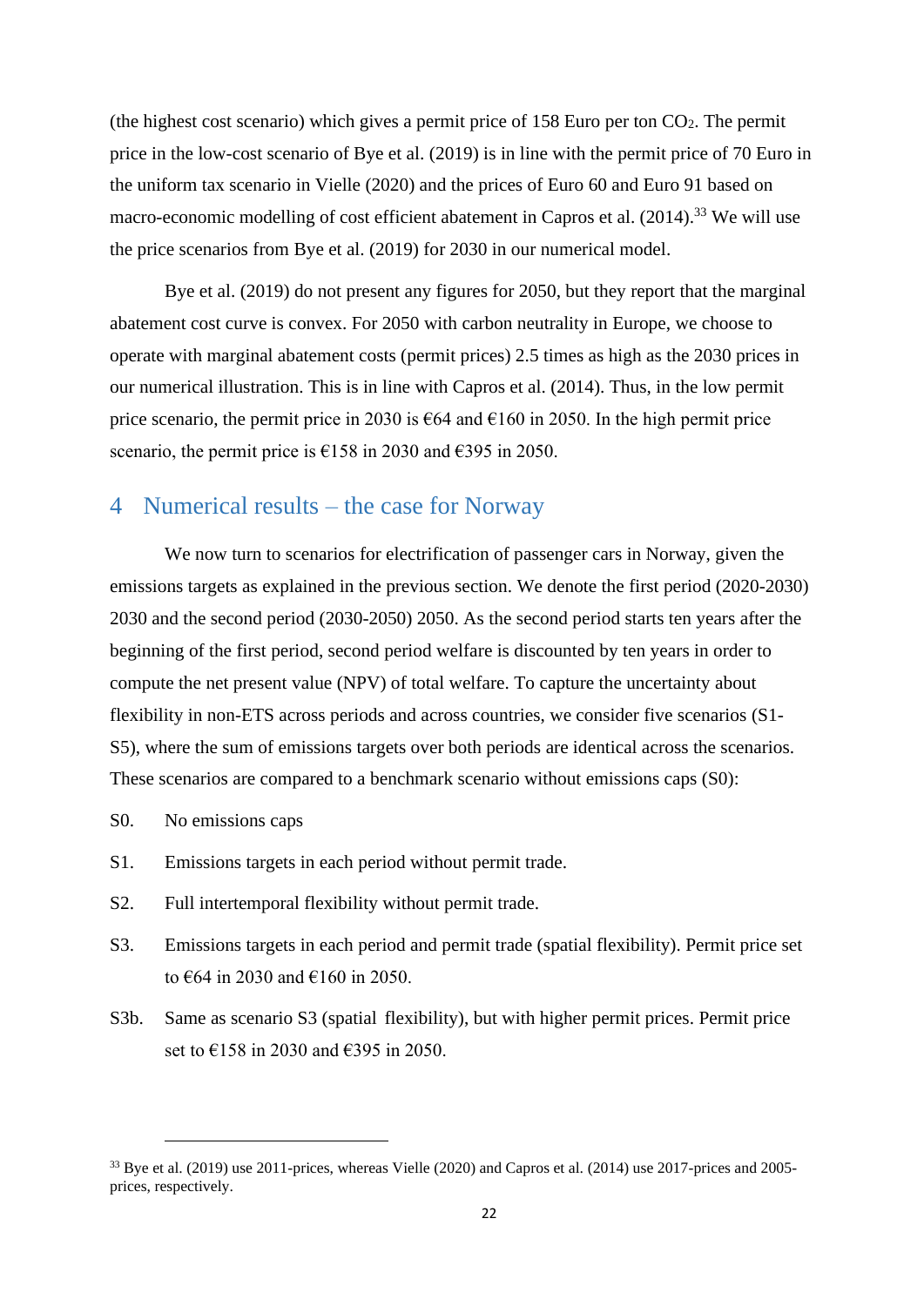(the highest cost scenario) which gives a permit price of 158 Euro per ton $CO_2$. The permit price in the low-cost scenario of Bye et al. (2019) is in line with the permit price of 70 Euro in the uniform tax scenario in Vielle (2020) and the prices of Euro 60 and Euro 91 based on macro-economic modelling of cost efficient abatement in Capros et al. (2014).[33] We will use the price scenarios from Bye et al. (2019) for 2030 in our numerical model.

Bye et al. (2019) do not present any figures for 2050, but they report that the marginal abatement cost curve is convex. For 2050 with carbon neutrality in Europe, we choose to operate with marginal abatement costs (permit prices) 2.5 times as high as the 2030 prices in our numerical illustration. This is in line with Capros et al. (2014). Thus, in the low permit price scenario, the permit price in 2030 is €64 and €160 in 2050. In the high permit price scenario, the permit price is €158 in 2030 and €395 in 2050.

## 4 Numerical results – the case for Norway

We now turn to scenarios for electrification of passenger cars in Norway, given the emissions targets as explained in the previous section. We denote the first period (2020-2030) 2030 and the second period (2030-2050) 2050. As the second period starts ten years after the beginning of the first period, second period welfare is discounted by ten years in order to compute the net present value (NPV) of total welfare. To capture the uncertainty about flexibility in non-ETS across periods and across countries, we consider five scenarios (S1-S5), where the sum of emissions targets over both periods are identical across the scenarios. These scenarios are compared to a benchmark scenario without emissions caps (S0):

- S0. No emissions caps
- S1. Emissions targets in each period without permit trade.
- S2. Full intertemporal flexibility without permit trade.
- S3. Emissions targets in each period and permit trade (spatial flexibility). Permit price set to €64 in 2030 and €160 in 2050.
- S3b. Same as scenario S3 (spatial flexibility), but with higher permit prices. Permit price set to €158 in 2030 and €395 in 2050.

---

[33] Bye et al. (2019) use 2011-prices, whereas Vielle (2020) and Capros et al. (2014) use 2017-prices and 2005-prices, respectively.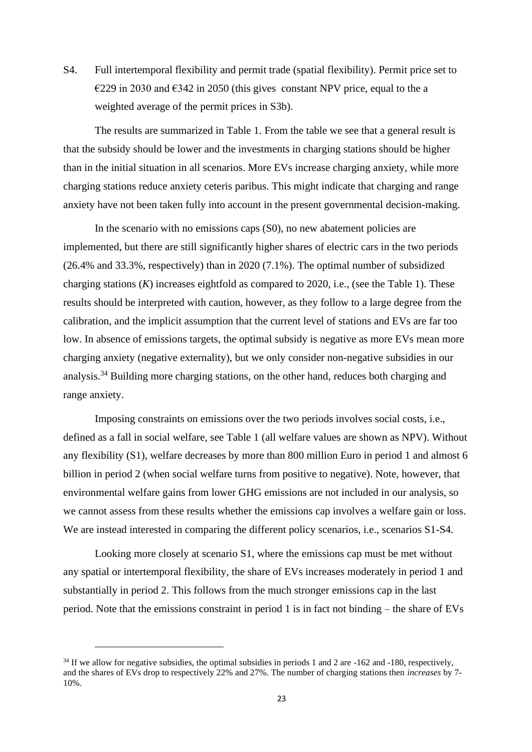S4. Full intertemporal flexibility and permit trade (spatial flexibility). Permit price set to €229 in 2030 and €342 in 2050 (this gives constant NPV price, equal to the a weighted average of the permit prices in S3b).

The results are summarized in Table 1. From the table we see that a general result is that the subsidy should be lower and the investments in charging stations should be higher than in the initial situation in all scenarios. More EVs increase charging anxiety, while more charging stations reduce anxiety ceteris paribus. This might indicate that charging and range anxiety have not been taken fully into account in the present governmental decision-making.

In the scenario with no emissions caps (S0), no new abatement policies are implemented, but there are still significantly higher shares of electric cars in the two periods (26.4% and 33.3%, respectively) than in 2020 (7.1%). The optimal number of subsidized charging stations ($K$) increases eightfold as compared to 2020, i.e., (see the Table 1). These results should be interpreted with caution, however, as they follow to a large degree from the calibration, and the implicit assumption that the current level of stations and EVs are far too low. In absence of emissions targets, the optimal subsidy is negative as more EVs mean more charging anxiety (negative externality), but we only consider non-negative subsidies in our analysis.[34] Building more charging stations, on the other hand, reduces both charging and range anxiety.

Imposing constraints on emissions over the two periods involves social costs, i.e., defined as a fall in social welfare, see Table 1 (all welfare values are shown as NPV). Without any flexibility (S1), welfare decreases by more than 800 million Euro in period 1 and almost 6 billion in period 2 (when social welfare turns from positive to negative). Note, however, that environmental welfare gains from lower GHG emissions are not included in our analysis, so we cannot assess from these results whether the emissions cap involves a welfare gain or loss. We are instead interested in comparing the different policy scenarios, i.e., scenarios S1-S4.

Looking more closely at scenario S1, where the emissions cap must be met without any spatial or intertemporal flexibility, the share of EVs increases moderately in period 1 and substantially in period 2. This follows from the much stronger emissions cap in the last period. Note that the emissions constraint in period 1 is in fact not binding – the share of EVs

[34] If we allow for negative subsidies, the optimal subsidies in periods 1 and 2 are -162 and -180, respectively, and the shares of EVs drop to respectively 22% and 27%. The number of charging stations then *increases* by 7-10%.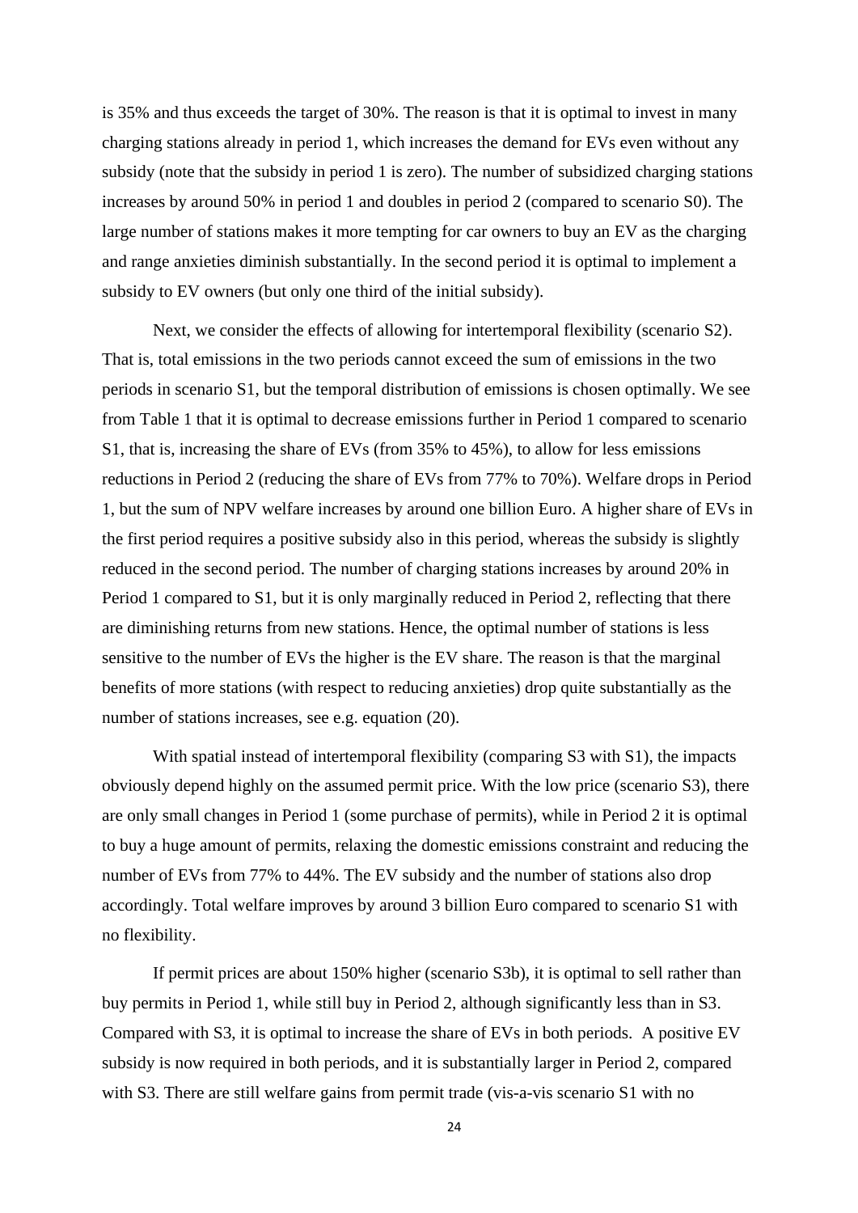is 35% and thus exceeds the target of 30%. The reason is that it is optimal to invest in many charging stations already in period 1, which increases the demand for EVs even without any subsidy (note that the subsidy in period 1 is zero). The number of subsidized charging stations increases by around 50% in period 1 and doubles in period 2 (compared to scenario S0). The large number of stations makes it more tempting for car owners to buy an EV as the charging and range anxieties diminish substantially. In the second period it is optimal to implement a subsidy to EV owners (but only one third of the initial subsidy).

Next, we consider the effects of allowing for intertemporal flexibility (scenario S2). That is, total emissions in the two periods cannot exceed the sum of emissions in the two periods in scenario S1, but the temporal distribution of emissions is chosen optimally. We see from Table 1 that it is optimal to decrease emissions further in Period 1 compared to scenario S1, that is, increasing the share of EVs (from 35% to 45%), to allow for less emissions reductions in Period 2 (reducing the share of EVs from 77% to 70%). Welfare drops in Period 1, but the sum of NPV welfare increases by around one billion Euro. A higher share of EVs in the first period requires a positive subsidy also in this period, whereas the subsidy is slightly reduced in the second period. The number of charging stations increases by around 20% in Period 1 compared to S1, but it is only marginally reduced in Period 2, reflecting that there are diminishing returns from new stations. Hence, the optimal number of stations is less sensitive to the number of EVs the higher is the EV share. The reason is that the marginal benefits of more stations (with respect to reducing anxieties) drop quite substantially as the number of stations increases, see e.g. equation (20).

With spatial instead of intertemporal flexibility (comparing S3 with S1), the impacts obviously depend highly on the assumed permit price. With the low price (scenario S3), there are only small changes in Period 1 (some purchase of permits), while in Period 2 it is optimal to buy a huge amount of permits, relaxing the domestic emissions constraint and reducing the number of EVs from 77% to 44%. The EV subsidy and the number of stations also drop accordingly. Total welfare improves by around 3 billion Euro compared to scenario S1 with no flexibility.

If permit prices are about 150% higher (scenario S3b), it is optimal to sell rather than buy permits in Period 1, while still buy in Period 2, although significantly less than in S3. Compared with S3, it is optimal to increase the share of EVs in both periods. A positive EV subsidy is now required in both periods, and it is substantially larger in Period 2, compared with S3. There are still welfare gains from permit trade (vis-a-vis scenario S1 with no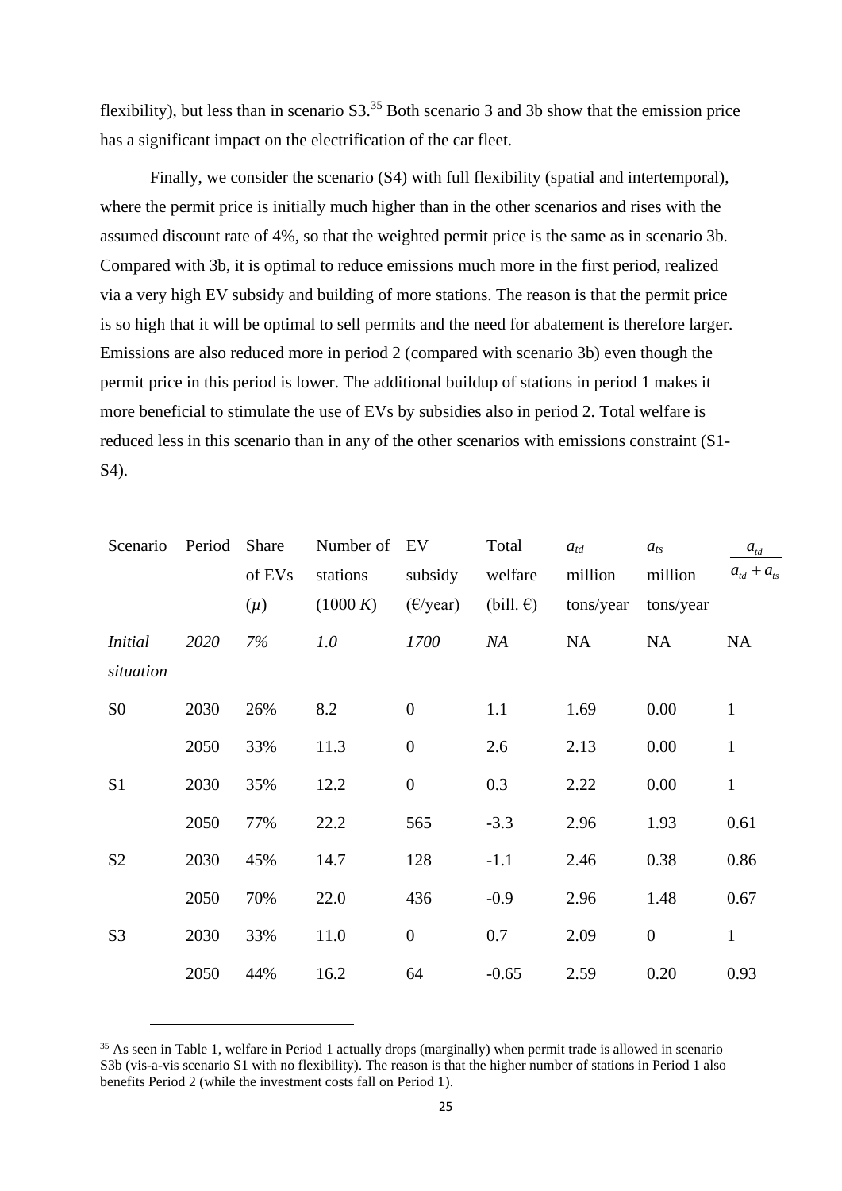flexibility), but less than in scenario S3.[35] Both scenario 3 and 3b show that the emission price has a significant impact on the electrification of the car fleet.

Finally, we consider the scenario (S4) with full flexibility (spatial and intertemporal), where the permit price is initially much higher than in the other scenarios and rises with the assumed discount rate of 4%, so that the weighted permit price is the same as in scenario 3b. Compared with 3b, it is optimal to reduce emissions much more in the first period, realized via a very high EV subsidy and building of more stations. The reason is that the permit price is so high that it will be optimal to sell permits and the need for abatement is therefore larger. Emissions are also reduced more in period 2 (compared with scenario 3b) even though the permit price in this period is lower. The additional buildup of stations in period 1 makes it more beneficial to stimulate the use of EVs by subsidies also in period 2. Total welfare is reduced less in this scenario than in any of the other scenarios with emissions constraint (S1-S4).

| Scenario | Period | Share of EVs ($\mu$) | Number of stations (1000 $K$) | EV subsidy (€/year) | Total welfare (bill. €) | $a_{td}$ million tons/year | $a_{ts}$ million tons/year | $\frac{a_{td}}{a_{td}+a_{ts}}$ |
|---|---|---|---|---|---|---|---|---|
| *Initial situation* | *2020* | *7%* | *1.0* | *1700* | *NA* | NA | NA | NA |
| S0 | 2030 | 26% | 8.2 | 0 | 1.1 | 1.69 | 0.00 | 1 |
| | 2050 | 33% | 11.3 | 0 | 2.6 | 2.13 | 0.00 | 1 |
| S1 | 2030 | 35% | 12.2 | 0 | 0.3 | 2.22 | 0.00 | 1 |
| | 2050 | 77% | 22.2 | 565 | -3.3 | 2.96 | 1.93 | 0.61 |
| S2 | 2030 | 45% | 14.7 | 128 | -1.1 | 2.46 | 0.38 | 0.86 |
| | 2050 | 70% | 22.0 | 436 | -0.9 | 2.96 | 1.48 | 0.67 |
| S3 | 2030 | 33% | 11.0 | 0 | 0.7 | 2.09 | 0 | 1 |
| | 2050 | 44% | 16.2 | 64 | -0.65 | 2.59 | 0.20 | 0.93 |

[35] As seen in Table 1, welfare in Period 1 actually drops (marginally) when permit trade is allowed in scenario S3b (vis-a-vis scenario S1 with no flexibility). The reason is that the higher number of stations in Period 1 also benefits Period 2 (while the investment costs fall on Period 1).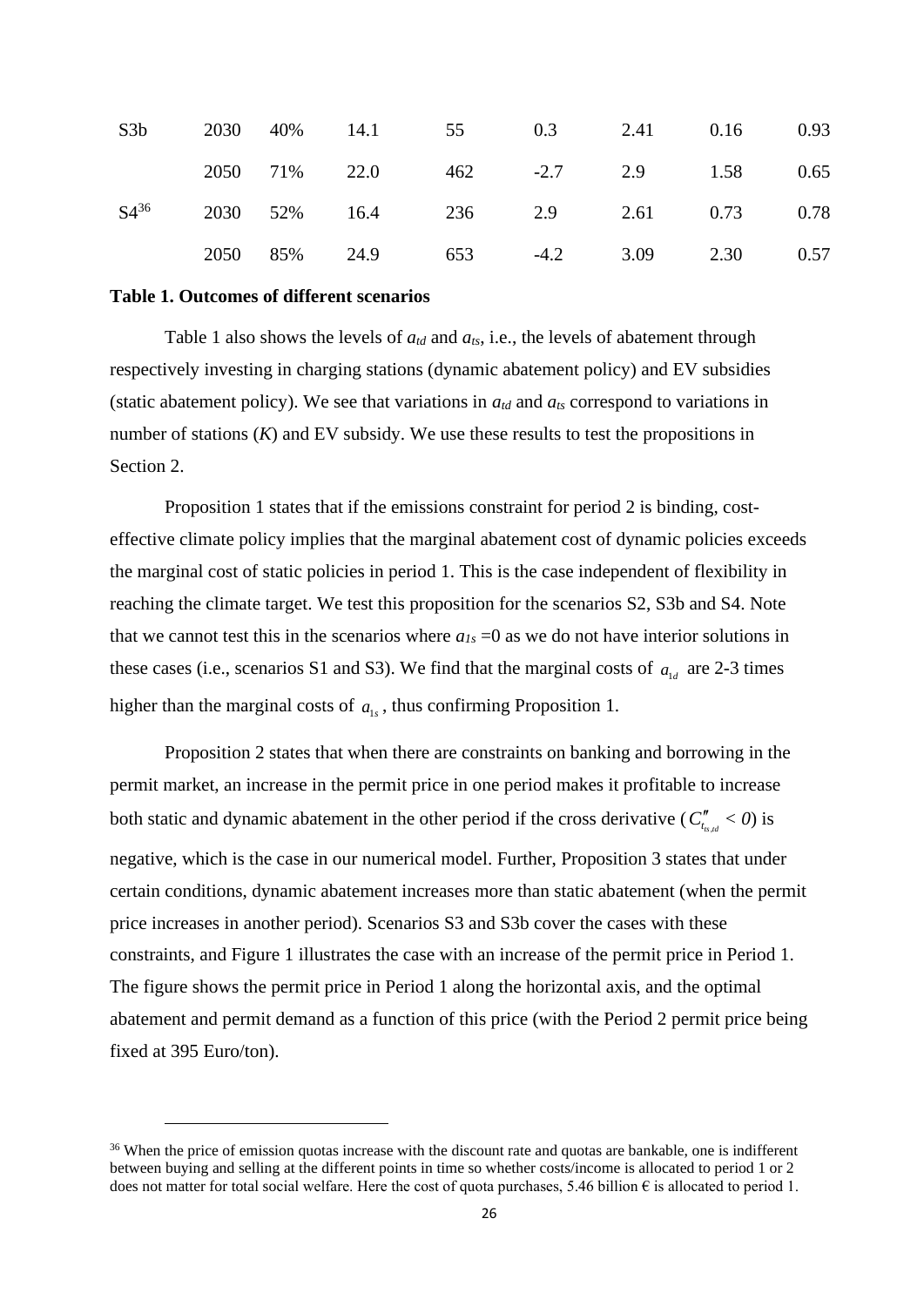| | | | | | | | | |
|---|---|---|---|---|---|---|---|---|
| S3b | 2030 | 40% | 14.1 | 55 | 0.3 | 2.41 | 0.16 | 0.93 |
| | 2050 | 71% | 22.0 | 462 | -2.7 | 2.9 | 1.58 | 0.65 |
| S4[36] | 2030 | 52% | 16.4 | 236 | 2.9 | 2.61 | 0.73 | 0.78 |
| | 2050 | 85% | 24.9 | 653 | -4.2 | 3.09 | 2.30 | 0.57 |

**Table 1. Outcomes of different scenarios**

Table 1 also shows the levels of $a_{td}$ and $a_{ts}$, i.e., the levels of abatement through respectively investing in charging stations (dynamic abatement policy) and EV subsidies (static abatement policy). We see that variations in $a_{td}$ and $a_{ts}$ correspond to variations in number of stations ($K$) and EV subsidy. We use these results to test the propositions in Section 2.

Proposition 1 states that if the emissions constraint for period 2 is binding, cost-effective climate policy implies that the marginal abatement cost of dynamic policies exceeds the marginal cost of static policies in period 1. This is the case independent of flexibility in reaching the climate target. We test this proposition for the scenarios S2, S3b and S4. Note that we cannot test this in the scenarios where $a_{1s} = 0$ as we do not have interior solutions in these cases (i.e., scenarios S1 and S3). We find that the marginal costs of $a_{1d}$ are 2-3 times higher than the marginal costs of $a_{1s}$, thus confirming Proposition 1.

Proposition 2 states that when there are constraints on banking and borrowing in the permit market, an increase in the permit price in one period makes it profitable to increase both static and dynamic abatement in the other period if the cross derivative ($C''_{t_{ts,td}} < 0$) is negative, which is the case in our numerical model. Further, Proposition 3 states that under certain conditions, dynamic abatement increases more than static abatement (when the permit price increases in another period). Scenarios S3 and S3b cover the cases with these constraints, and Figure 1 illustrates the case with an increase of the permit price in Period 1. The figure shows the permit price in Period 1 along the horizontal axis, and the optimal abatement and permit demand as a function of this price (with the Period 2 permit price being fixed at 395 Euro/ton).

[36] When the price of emission quotas increase with the discount rate and quotas are bankable, one is indifferent between buying and selling at the different points in time so whether costs/income is allocated to period 1 or 2 does not matter for total social welfare. Here the cost of quota purchases, 5.46 billion € is allocated to period 1.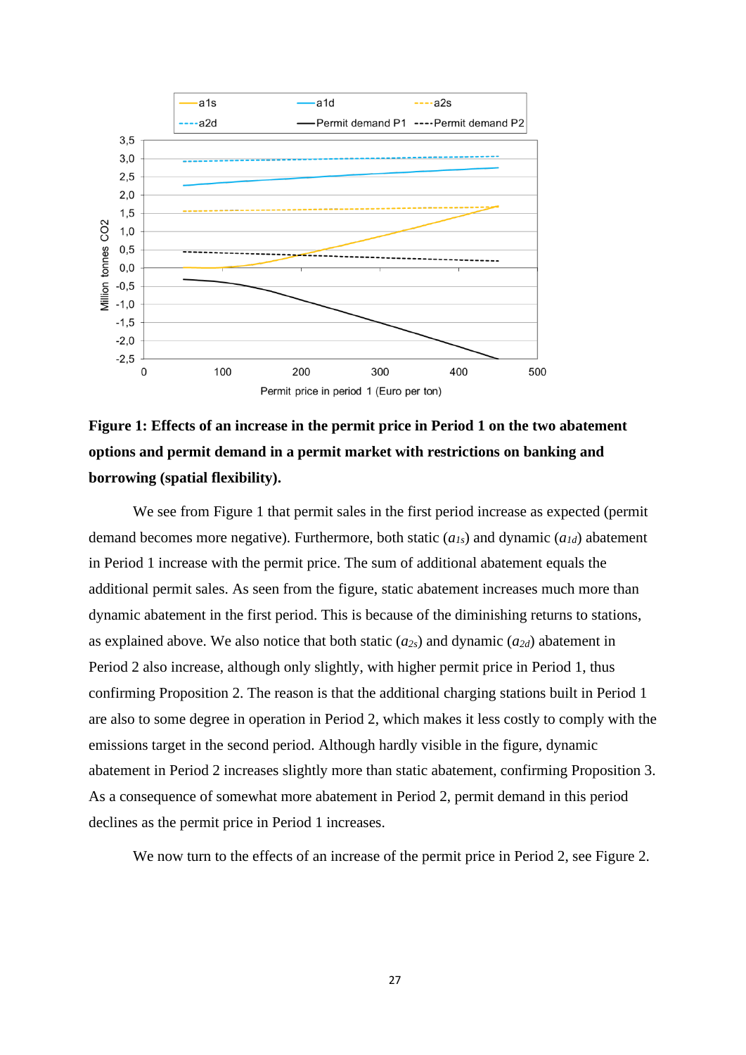**Figure 1: Effects of an increase in the permit price in Period 1 on the two abatement options and permit demand in a permit market with restrictions on banking and borrowing (spatial flexibility).**

We see from Figure 1 that permit sales in the first period increase as expected (permit demand becomes more negative). Furthermore, both static ($a_{1s}$) and dynamic ($a_{1d}$) abatement in Period 1 increase with the permit price. The sum of additional abatement equals the additional permit sales. As seen from the figure, static abatement increases much more than dynamic abatement in the first period. This is because of the diminishing returns to stations, as explained above. We also notice that both static ($a_{2s}$) and dynamic ($a_{2d}$) abatement in Period 2 also increase, although only slightly, with higher permit price in Period 1, thus confirming Proposition 2. The reason is that the additional charging stations built in Period 1 are also to some degree in operation in Period 2, which makes it less costly to comply with the emissions target in the second period. Although hardly visible in the figure, dynamic abatement in Period 2 increases slightly more than static abatement, confirming Proposition 3. As a consequence of somewhat more abatement in Period 2, permit demand in this period declines as the permit price in Period 1 increases.

We now turn to the effects of an increase of the permit price in Period 2, see Figure 2.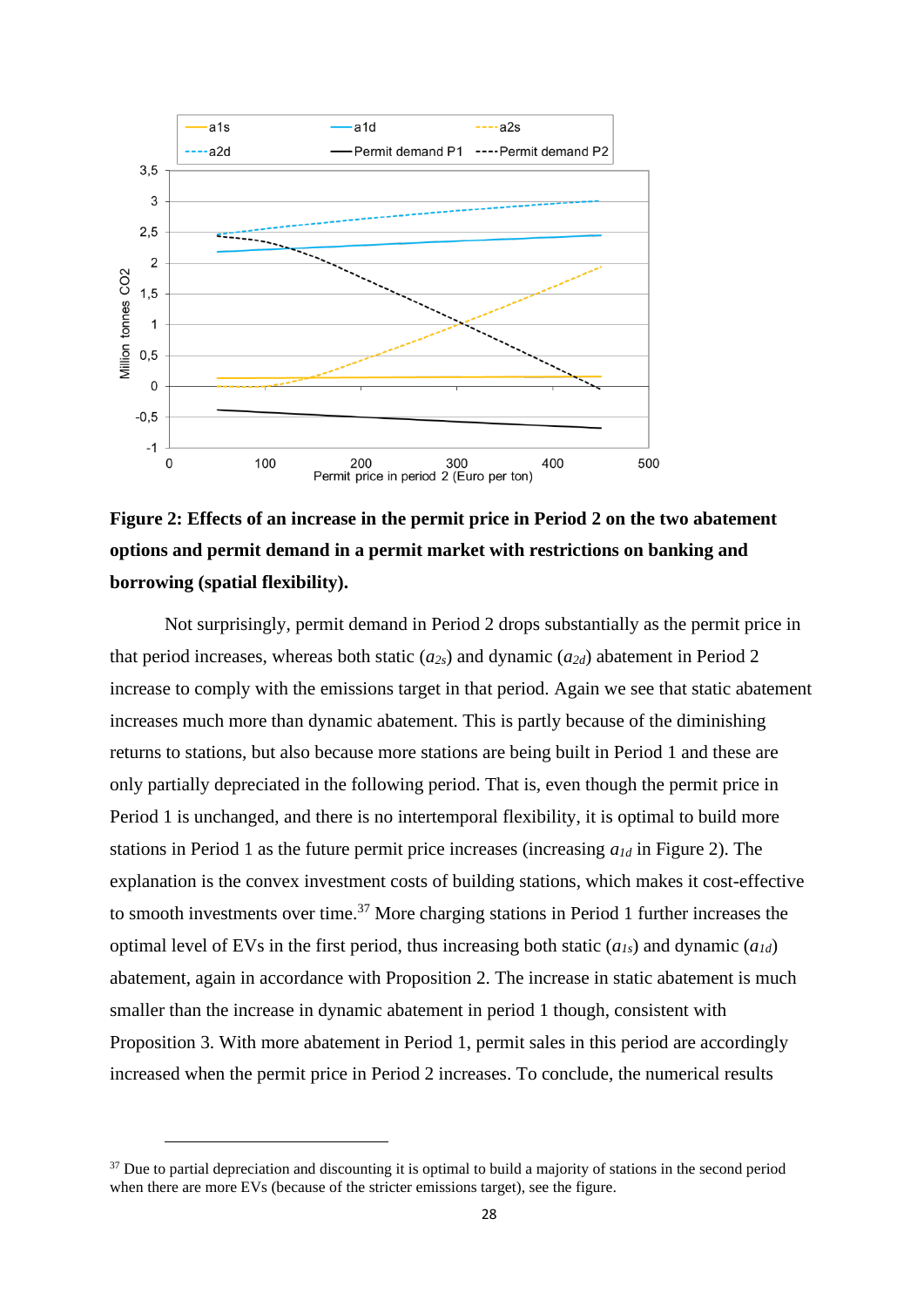**Figure 2: Effects of an increase in the permit price in Period 2 on the two abatement options and permit demand in a permit market with restrictions on banking and borrowing (spatial flexibility).**

Not surprisingly, permit demand in Period 2 drops substantially as the permit price in that period increases, whereas both static ($a_{2s}$) and dynamic ($a_{2d}$) abatement in Period 2 increase to comply with the emissions target in that period. Again we see that static abatement increases much more than dynamic abatement. This is partly because of the diminishing returns to stations, but also because more stations are being built in Period 1 and these are only partially depreciated in the following period. That is, even though the permit price in Period 1 is unchanged, and there is no intertemporal flexibility, it is optimal to build more stations in Period 1 as the future permit price increases (increasing $a_{1d}$ in Figure 2). The explanation is the convex investment costs of building stations, which makes it cost-effective to smooth investments over time.[37] More charging stations in Period 1 further increases the optimal level of EVs in the first period, thus increasing both static ($a_{1s}$) and dynamic ($a_{1d}$) abatement, again in accordance with Proposition 2. The increase in static abatement is much smaller than the increase in dynamic abatement in period 1 though, consistent with Proposition 3. With more abatement in Period 1, permit sales in this period are accordingly increased when the permit price in Period 2 increases. To conclude, the numerical results

[37] Due to partial depreciation and discounting it is optimal to build a majority of stations in the second period when there are more EVs (because of the stricter emissions target), see the figure.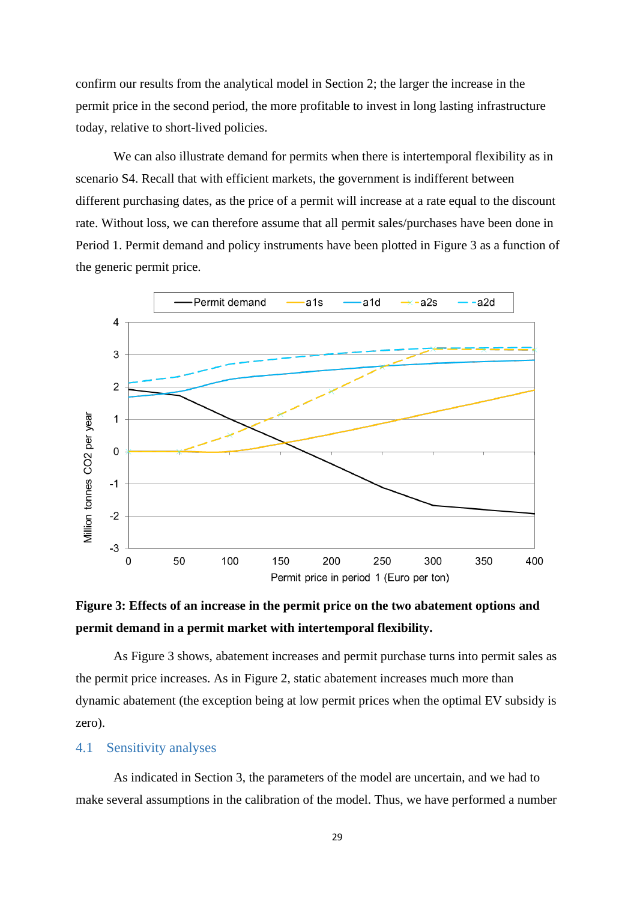confirm our results from the analytical model in Section 2; the larger the increase in the permit price in the second period, the more profitable to invest in long lasting infrastructure today, relative to short-lived policies.

We can also illustrate demand for permits when there is intertemporal flexibility as in scenario S4. Recall that with efficient markets, the government is indifferent between different purchasing dates, as the price of a permit will increase at a rate equal to the discount rate. Without loss, we can therefore assume that all permit sales/purchases have been done in Period 1. Permit demand and policy instruments have been plotted in Figure 3 as a function of the generic permit price.

**Figure 3: Effects of an increase in the permit price on the two abatement options and permit demand in a permit market with intertemporal flexibility.**

As Figure 3 shows, abatement increases and permit purchase turns into permit sales as the permit price increases. As in Figure 2, static abatement increases much more than dynamic abatement (the exception being at low permit prices when the optimal EV subsidy is zero).

## 4.1 Sensitivity analyses

As indicated in Section 3, the parameters of the model are uncertain, and we had to make several assumptions in the calibration of the model. Thus, we have performed a number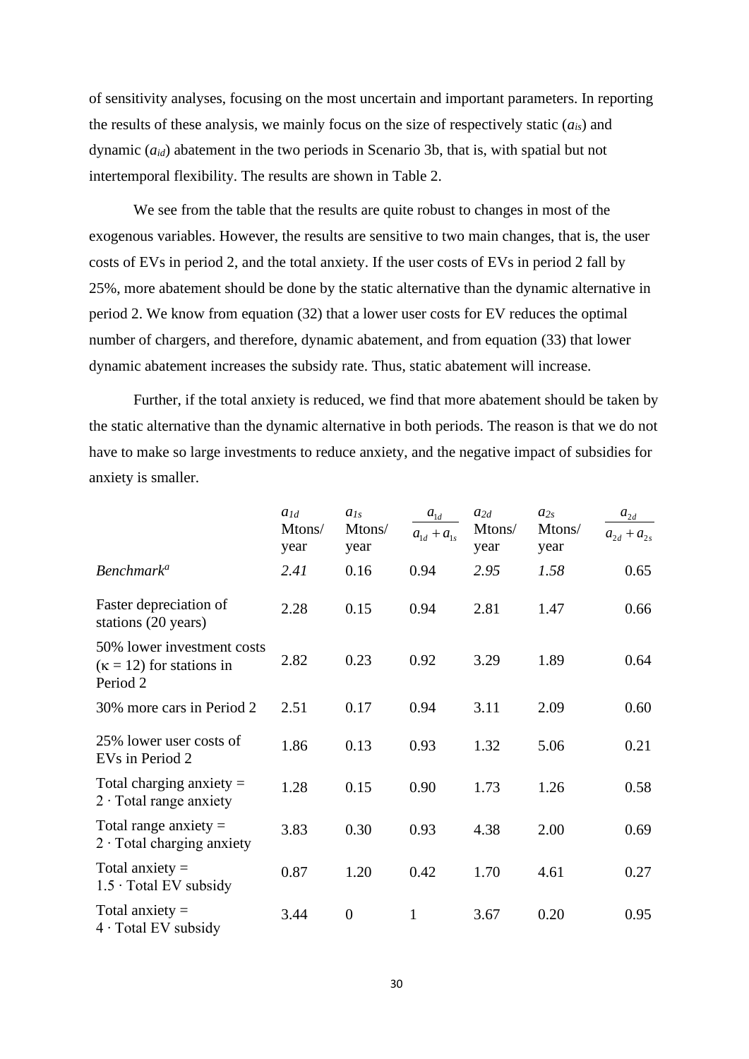of sensitivity analyses, focusing on the most uncertain and important parameters. In reporting the results of these analysis, we mainly focus on the size of respectively static ($a_{is}$) and dynamic ($a_{id}$) abatement in the two periods in Scenario 3b, that is, with spatial but not intertemporal flexibility. The results are shown in Table 2.

We see from the table that the results are quite robust to changes in most of the exogenous variables. However, the results are sensitive to two main changes, that is, the user costs of EVs in period 2, and the total anxiety. If the user costs of EVs in period 2 fall by 25%, more abatement should be done by the static alternative than the dynamic alternative in period 2. We know from equation (32) that a lower user costs for EV reduces the optimal number of chargers, and therefore, dynamic abatement, and from equation (33) that lower dynamic abatement increases the subsidy rate. Thus, static abatement will increase.

Further, if the total anxiety is reduced, we find that more abatement should be taken by the static alternative than the dynamic alternative in both periods. The reason is that we do not have to make so large investments to reduce anxiety, and the negative impact of subsidies for anxiety is smaller.

| | $a_{1d}$ Mtons/ year | $a_{1s}$ Mtons/ year | $\frac{a_{1d}}{a_{1d}+a_{1s}}$ | $a_{2d}$ Mtons/ year | $a_{2s}$ Mtons/ year | $\frac{a_{2d}}{a_{2d}+a_{2s}}$ |
|---|---|---|---|---|---|---|
| *Benchmark*[a] | *2.41* | 0.16 | 0.94 | *2.95* | *1.58* | 0.65 |
| Faster depreciation of stations (20 years) | 2.28 | 0.15 | 0.94 | 2.81 | 1.47 | 0.66 |
| 50% lower investment costs ($\kappa = 12$) for stations in Period 2 | 2.82 | 0.23 | 0.92 | 3.29 | 1.89 | 0.64 |
| 30% more cars in Period 2 | 2.51 | 0.17 | 0.94 | 3.11 | 2.09 | 0.60 |
| 25% lower user costs of EVs in Period 2 | 1.86 | 0.13 | 0.93 | 1.32 | 5.06 | 0.21 |
| Total charging anxiety = 2 · Total range anxiety | 1.28 | 0.15 | 0.90 | 1.73 | 1.26 | 0.58 |
| Total range anxiety = 2 · Total charging anxiety | 3.83 | 0.30 | 0.93 | 4.38 | 2.00 | 0.69 |
| Total anxiety = 1.5 · Total EV subsidy | 0.87 | 1.20 | 0.42 | 1.70 | 4.61 | 0.27 |
| Total anxiety = 4 · Total EV subsidy | 3.44 | 0 | 1 | 3.67 | 0.20 | 0.95 |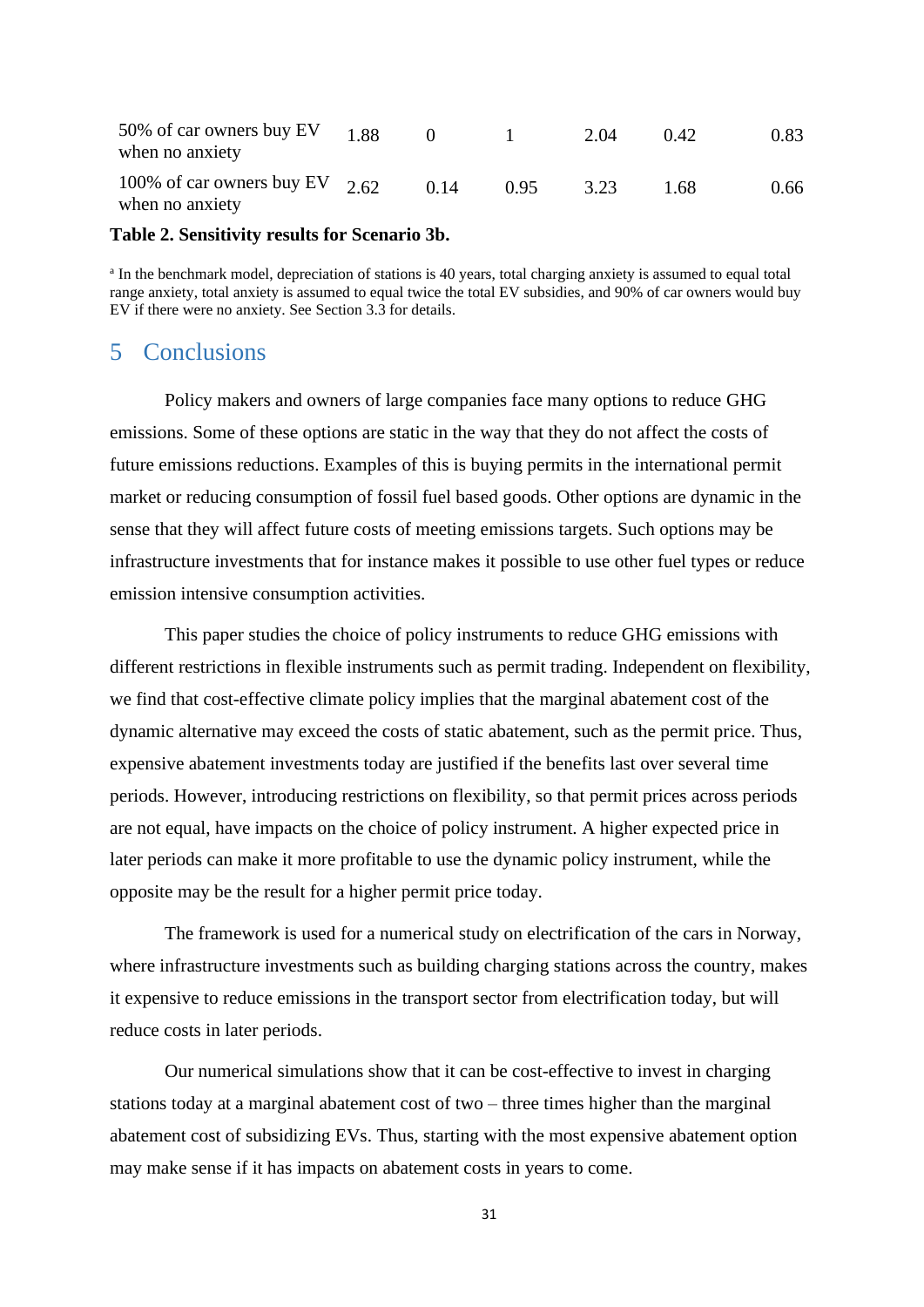| | | | | | | |
|---|---|---|---|---|---|---|
| 50% of car owners buy EV when no anxiety | 1.88 | 0 | 1 | 2.04 | 0.42 | 0.83 |
| 100% of car owners buy EV when no anxiety | 2.62 | 0.14 | 0.95 | 3.23 | 1.68 | 0.66 |

**Table 2. Sensitivity results for Scenario 3b.**

[a] In the benchmark model, depreciation of stations is 40 years, total charging anxiety is assumed to equal total range anxiety, total anxiety is assumed to equal twice the total EV subsidies, and 90% of car owners would buy EV if there were no anxiety. See Section 3.3 for details.

# 5 Conclusions

Policy makers and owners of large companies face many options to reduce GHG emissions. Some of these options are static in the way that they do not affect the costs of future emissions reductions. Examples of this is buying permits in the international permit market or reducing consumption of fossil fuel based goods. Other options are dynamic in the sense that they will affect future costs of meeting emissions targets. Such options may be infrastructure investments that for instance makes it possible to use other fuel types or reduce emission intensive consumption activities.

This paper studies the choice of policy instruments to reduce GHG emissions with different restrictions in flexible instruments such as permit trading. Independent on flexibility, we find that cost-effective climate policy implies that the marginal abatement cost of the dynamic alternative may exceed the costs of static abatement, such as the permit price. Thus, expensive abatement investments today are justified if the benefits last over several time periods. However, introducing restrictions on flexibility, so that permit prices across periods are not equal, have impacts on the choice of policy instrument. A higher expected price in later periods can make it more profitable to use the dynamic policy instrument, while the opposite may be the result for a higher permit price today.

The framework is used for a numerical study on electrification of the cars in Norway, where infrastructure investments such as building charging stations across the country, makes it expensive to reduce emissions in the transport sector from electrification today, but will reduce costs in later periods.

Our numerical simulations show that it can be cost-effective to invest in charging stations today at a marginal abatement cost of two – three times higher than the marginal abatement cost of subsidizing EVs. Thus, starting with the most expensive abatement option may make sense if it has impacts on abatement costs in years to come.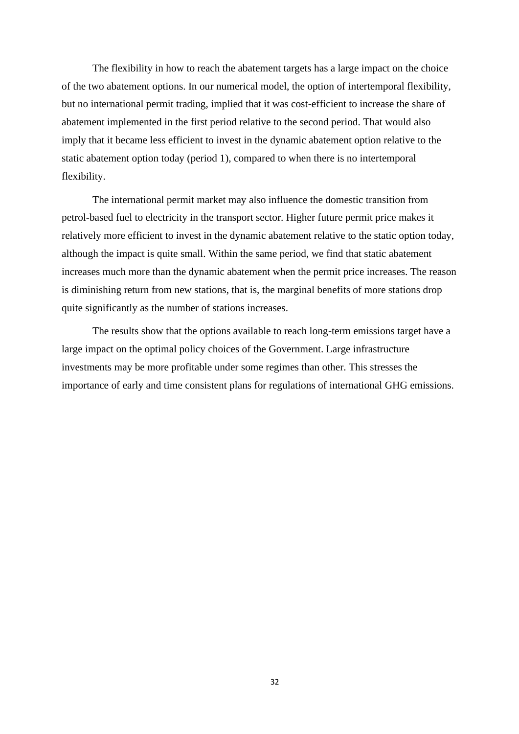The flexibility in how to reach the abatement targets has a large impact on the choice of the two abatement options. In our numerical model, the option of intertemporal flexibility, but no international permit trading, implied that it was cost-efficient to increase the share of abatement implemented in the first period relative to the second period. That would also imply that it became less efficient to invest in the dynamic abatement option relative to the static abatement option today (period 1), compared to when there is no intertemporal flexibility.

The international permit market may also influence the domestic transition from petrol-based fuel to electricity in the transport sector. Higher future permit price makes it relatively more efficient to invest in the dynamic abatement relative to the static option today, although the impact is quite small. Within the same period, we find that static abatement increases much more than the dynamic abatement when the permit price increases. The reason is diminishing return from new stations, that is, the marginal benefits of more stations drop quite significantly as the number of stations increases.

The results show that the options available to reach long-term emissions target have a large impact on the optimal policy choices of the Government. Large infrastructure investments may be more profitable under some regimes than other. This stresses the importance of early and time consistent plans for regulations of international GHG emissions.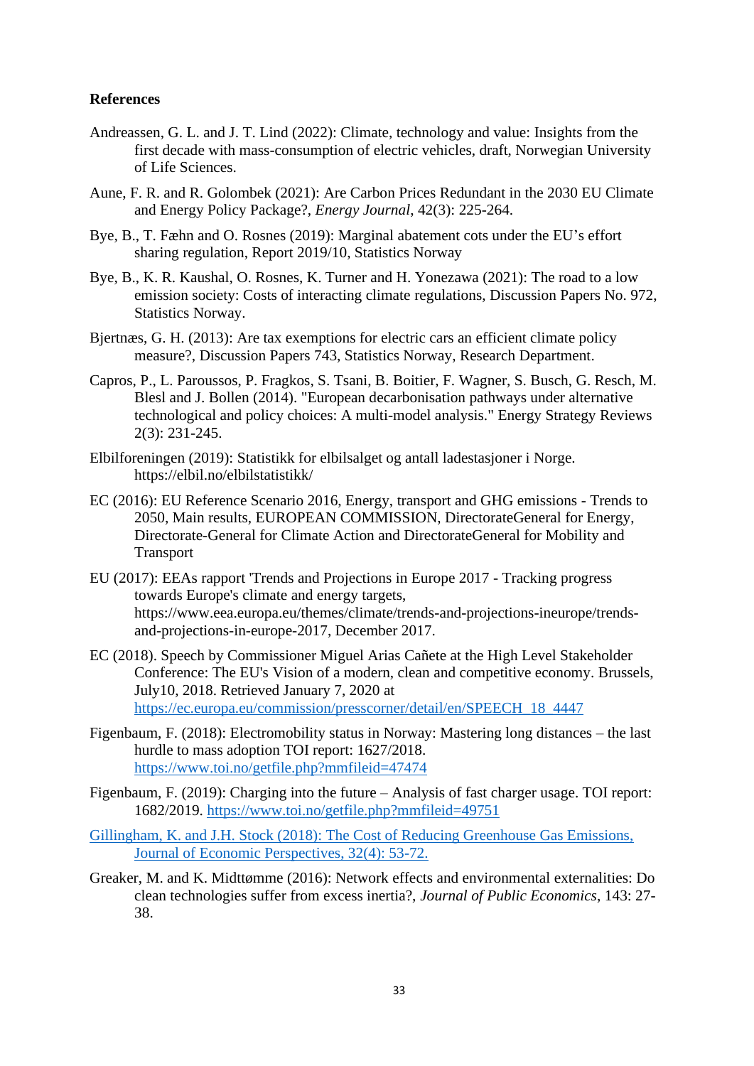**References**

Andreassen, G. L. and J. T. Lind (2022): Climate, technology and value: Insights from the first decade with mass-consumption of electric vehicles, draft, Norwegian University of Life Sciences.

Aune, F. R. and R. Golombek (2021): Are Carbon Prices Redundant in the 2030 EU Climate and Energy Policy Package?, *Energy Journal*, 42(3): 225-264.

Bye, B., T. Fæhn and O. Rosnes (2019): Marginal abatement cots under the EU's effort sharing regulation, Report 2019/10, Statistics Norway

Bye, B., K. R. Kaushal, O. Rosnes, K. Turner and H. Yonezawa (2021): The road to a low emission society: Costs of interacting climate regulations, Discussion Papers No. 972, Statistics Norway.

Bjertnæs, G. H. (2013): Are tax exemptions for electric cars an efficient climate policy measure?, Discussion Papers 743, Statistics Norway, Research Department.

Capros, P., L. Paroussos, P. Fragkos, S. Tsani, B. Boitier, F. Wagner, S. Busch, G. Resch, M. Blesl and J. Bollen (2014). "European decarbonisation pathways under alternative technological and policy choices: A multi-model analysis." Energy Strategy Reviews 2(3): 231-245.

Elbilforeningen (2019): Statistikk for elbilsalget og antall ladestasjoner i Norge. https://elbil.no/elbilstatistikk/

EC (2016): EU Reference Scenario 2016, Energy, transport and GHG emissions - Trends to 2050, Main results, EUROPEAN COMMISSION, DirectorateGeneral for Energy, Directorate-General for Climate Action and DirectorateGeneral for Mobility and Transport

EU (2017): EEAs rapport 'Trends and Projections in Europe 2017 - Tracking progress towards Europe's climate and energy targets, https://www.eea.europa.eu/themes/climate/trends-and-projections-ineurope/trends-and-projections-in-europe-2017, December 2017.

EC (2018). Speech by Commissioner Miguel Arias Cañete at the High Level Stakeholder Conference: The EU's Vision of a modern, clean and competitive economy. Brussels, July10, 2018. Retrieved January 7, 2020 at https://ec.europa.eu/commission/presscorner/detail/en/SPEECH_18_4447

Figenbaum, F. (2018): Electromobility status in Norway: Mastering long distances – the last hurdle to mass adoption TOI report: 1627/2018. https://www.toi.no/getfile.php?mmfileid=47474

Figenbaum, F. (2019): Charging into the future – Analysis of fast charger usage. TOI report: 1682/2019. https://www.toi.no/getfile.php?mmfileid=49751

Gillingham, K. and J.H. Stock (2018): The Cost of Reducing Greenhouse Gas Emissions, Journal of Economic Perspectives, 32(4): 53-72.

Greaker, M. and K. Midttømme (2016): Network effects and environmental externalities: Do clean technologies suffer from excess inertia?, *Journal of Public Economics*, 143: 27-38.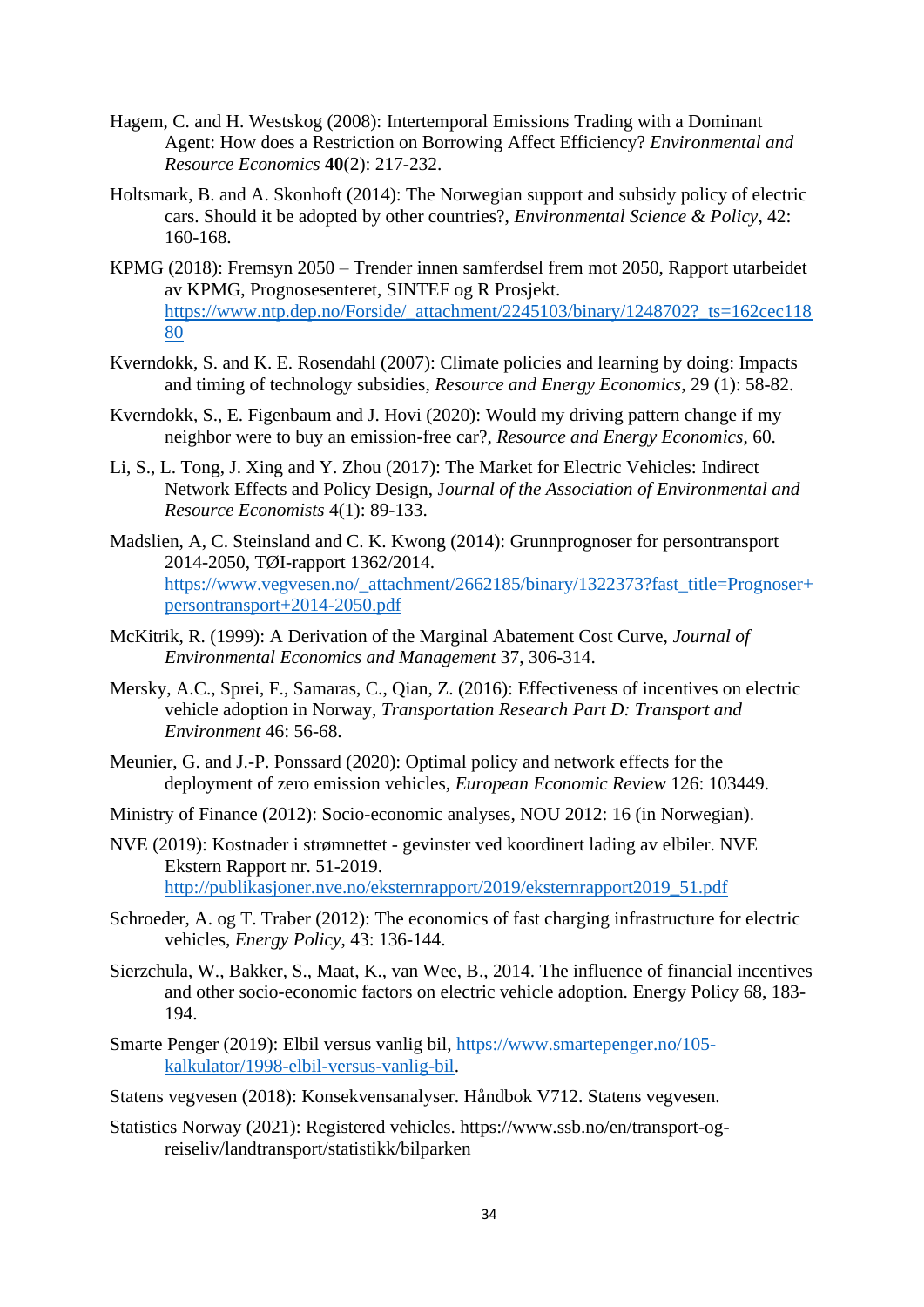Hagem, C. and H. Westskog (2008): Intertemporal Emissions Trading with a Dominant Agent: How does a Restriction on Borrowing Affect Efficiency? *Environmental and Resource Economics* **40**(2): 217-232.

Holtsmark, B. and A. Skonhoft (2014): The Norwegian support and subsidy policy of electric cars. Should it be adopted by other countries?, *Environmental Science & Policy*, 42: 160-168.

KPMG (2018): Fremsyn 2050 – Trender innen samferdsel frem mot 2050, Rapport utarbeidet av KPMG, Prognosesenteret, SINTEF og R Prosjekt. https://www.ntp.dep.no/Forside/_attachment/2245103/binary/1248702?_ts=162cec11880

Kverndokk, S. and K. E. Rosendahl (2007): Climate policies and learning by doing: Impacts and timing of technology subsidies, *Resource and Energy Economics*, 29 (1): 58-82.

Kverndokk, S., E. Figenbaum and J. Hovi (2020): Would my driving pattern change if my neighbor were to buy an emission-free car?, *Resource and Energy Economics*, 60.

Li, S., L. Tong, J. Xing and Y. Zhou (2017): The Market for Electric Vehicles: Indirect Network Effects and Policy Design, J*ournal of the Association of Environmental and Resource Economists* 4(1): 89-133.

Madslien, A, C. Steinsland and C. K. Kwong (2014): Grunnprognoser for persontransport 2014-2050, TØI-rapport 1362/2014. https://www.vegvesen.no/_attachment/2662185/binary/1322373?fast_title=Prognoser+persontransport+2014-2050.pdf

McKitrik, R. (1999): A Derivation of the Marginal Abatement Cost Curve, *Journal of Environmental Economics and Management* 37, 306-314.

Mersky, A.C., Sprei, F., Samaras, C., Qian, Z. (2016): Effectiveness of incentives on electric vehicle adoption in Norway, *Transportation Research Part D: Transport and Environment* 46: 56-68.

Meunier, G. and J.-P. Ponssard (2020): Optimal policy and network effects for the deployment of zero emission vehicles, *European Economic Review* 126: 103449.

Ministry of Finance (2012): Socio-economic analyses, NOU 2012: 16 (in Norwegian).

NVE (2019): Kostnader i strømnettet - gevinster ved koordinert lading av elbiler. NVE Ekstern Rapport nr. 51-2019. http://publikasjoner.nve.no/eksternrapport/2019/eksternrapport2019_51.pdf

Schroeder, A. og T. Traber (2012): The economics of fast charging infrastructure for electric vehicles, *Energy Policy*, 43: 136-144.

Sierzchula, W., Bakker, S., Maat, K., van Wee, B., 2014. The influence of financial incentives and other socio-economic factors on electric vehicle adoption. Energy Policy 68, 183-194.

Smarte Penger (2019): Elbil versus vanlig bil, https://www.smartepenger.no/105-kalkulator/1998-elbil-versus-vanlig-bil.

Statens vegvesen (2018): Konsekvensanalyser. Håndbok V712. Statens vegvesen.

Statistics Norway (2021): Registered vehicles. https://www.ssb.no/en/transport-og-reiseliv/landtransport/statistikk/bilparken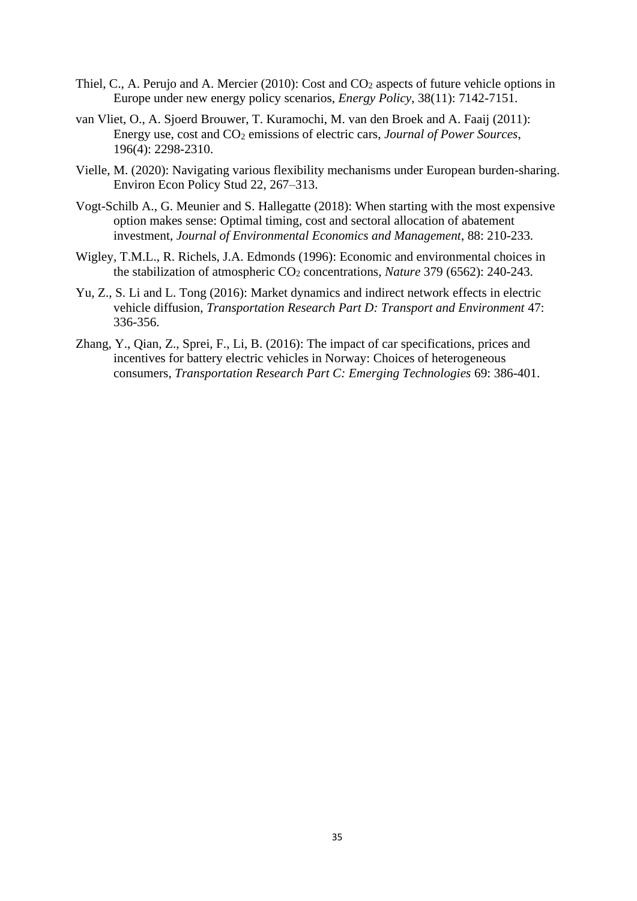Thiel, C., A. Perujo and A. Mercier (2010): Cost and $CO_2$ aspects of future vehicle options in Europe under new energy policy scenarios, *Energy Policy*, 38(11): 7142-7151.

van Vliet, O., A. Sjoerd Brouwer, T. Kuramochi, M. van den Broek and A. Faaij (2011): Energy use, cost and $CO_2$ emissions of electric cars, *Journal of Power Sources*, 196(4): 2298-2310.

Vielle, M. (2020): Navigating various flexibility mechanisms under European burden-sharing. Environ Econ Policy Stud 22, 267–313.

Vogt-Schilb A., G. Meunier and S. Hallegatte (2018): When starting with the most expensive option makes sense: Optimal timing, cost and sectoral allocation of abatement investment, *Journal of Environmental Economics and Management*, 88: 210-233.

Wigley, T.M.L., R. Richels, J.A. Edmonds (1996): Economic and environmental choices in the stabilization of atmospheric $CO_2$ concentrations, *Nature* 379 (6562): 240-243.

Yu, Z., S. Li and L. Tong (2016): Market dynamics and indirect network effects in electric vehicle diffusion, *Transportation Research Part D: Transport and Environment* 47: 336-356.

Zhang, Y., Qian, Z., Sprei, F., Li, B. (2016): The impact of car specifications, prices and incentives for battery electric vehicles in Norway: Choices of heterogeneous consumers, *Transportation Research Part C: Emerging Technologies* 69: 386-401.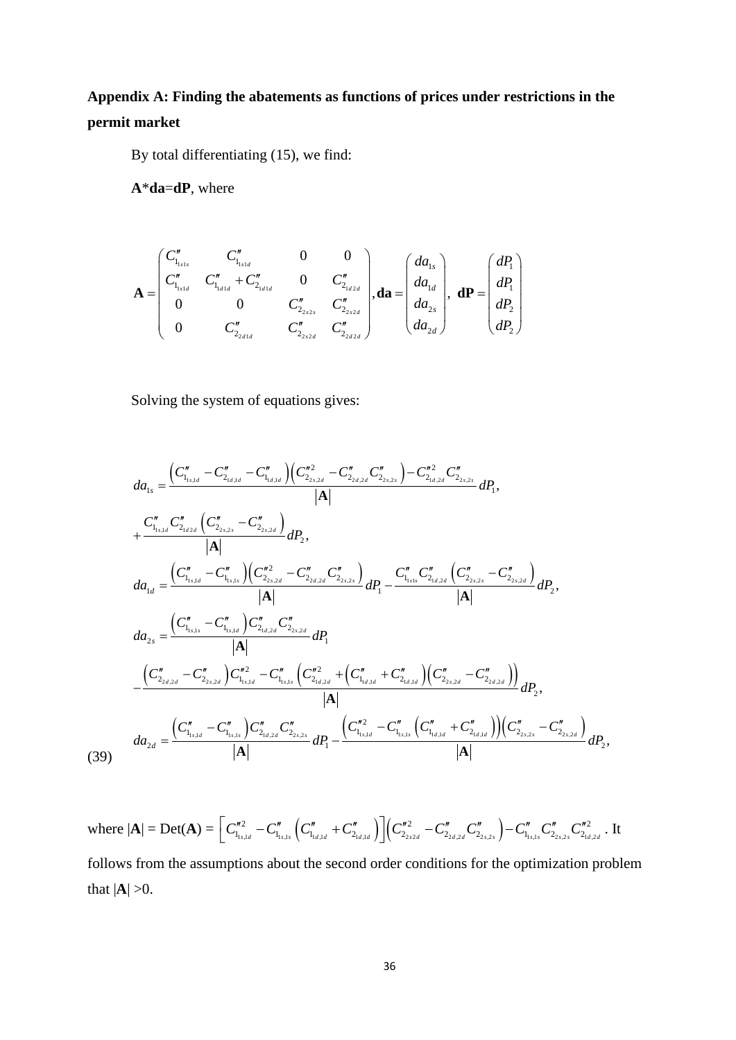**Appendix A: Finding the abatements as functions of prices under restrictions in the permit market**

By total differentiating (15), we find:

**A**\***da**=**dP**, where

$$
\mathbf{A}=\begin{pmatrix} C''_{1_{1s1s}} & C''_{1_{1s1d}} & 0 & 0 \\ C''_{1_{1s1d}} & C''_{1_{1d1d}}+C''_{2_{1d1d}} & 0 & C''_{2_{1d2d}} \\ 0 & 0 & C''_{2_{2s2s}} & C''_{2_{2s2d}} \\ 0 & C''_{2_{2d1d}} & C''_{2_{2s2d}} & C''_{2_{2d2d}} \end{pmatrix}, \mathbf{da}=\begin{pmatrix} da_{1s} \\ da_{1d} \\ da_{2s} \\ da_{2d} \end{pmatrix}, \ \mathbf{dP}=\begin{pmatrix} dP_1 \\ dP_1 \\ dP_2 \\ dP_2 \end{pmatrix}
$$

Solving the system of equations gives:

$$
\begin{aligned}
da_{1s} &= \frac{\left(C''_{1_{1s,1d}}-C''_{2_{1d,1d}}-C''_{1_{1d,1d}}\right)\left(C''^{2}_{2_{2s,2d}}-C''_{2_{2d,2d}}C''_{2_{2s,2s}}\right)-C''^{2}_{2_{1d,2d}}C''_{2_{2s,2s}}}{|\mathbf{A}|}dP_1, \\
&+\frac{C''_{1_{1s,1d}}C''_{2_{1d2d}}\left(C''_{2_{2s,2s}}-C''_{2_{2s,2d}}\right)}{|\mathbf{A}|}dP_2, \\
da_{1d} &= \frac{\left(C''_{1_{1s,1d}}-C''_{1_{1s,1s}}\right)\left(C''^{2}_{2_{2s,2d}}-C''_{2_{2d,2d}}C''_{2_{2s,2s}}\right)}{|\mathbf{A}|}dP_1-\frac{C''_{1_{1s1s}}C''_{2_{1d,2d}}\left(C''_{2_{2s,2s}}-C''_{2_{2s,2d}}\right)}{|\mathbf{A}|}dP_2, \\
da_{2s} &= \frac{\left(C''_{1_{1s,1s}}-C''_{1_{1s,1d}}\right)C''_{2_{1d,2d}}C''_{2_{2s,2d}}}{|\mathbf{A}|}dP_1 \\
&-\frac{\left(C''_{2_{2d,2d}}-C''_{2_{2s,2d}}\right)C''^{2}_{1_{1s,1d}}-C''_{1_{1s,1s}}\left(C''^{2}_{2_{1d,2d}}+\left(C''_{1_{1d,1d}}+C''_{2_{1d,1d}}\right)\left(C''_{2_{2s,2d}}-C''_{2_{2d,2d}}\right)\right)}{|\mathbf{A}|}dP_2, \\
da_{2d} &= \frac{\left(C''_{1_{1s,1d}}-C''_{1_{1s,1s}}\right)C''_{2_{1d,2d}}C''_{2_{2s,2s}}}{|\mathbf{A}|}dP_1-\frac{\left(C''^{2}_{1_{1s,1d}}-C''_{1_{1s,1s}}\left(C''_{1_{1d,1d}}+C''_{2_{1d,1d}}\right)\right)\left(C''_{2_{2s,2s}}-C''_{2_{2s,2d}}\right)}{|\mathbf{A}|}dP_2,
\end{aligned} \tag{39}
$$

where $|\mathbf{A}|$ = Det(**A**) = $\left[C''^{2}_{1_{1s,1d}}-C''_{1_{1s,1s}}\left(C''_{1_{1d,1d}}+C''_{2_{1d,1d}}\right)\right]\left(C''^{2}_{2_{2s2d}}-C''_{2_{2d,2d}}C''_{2_{2s,2s}}\right)-C''_{1_{1s,1s}}C''_{2_{2s,2s}}C''^{2}_{2_{1d,2d}}$. It follows from the assumptions about the second order conditions for the optimization problem that $|\mathbf{A}| > 0$.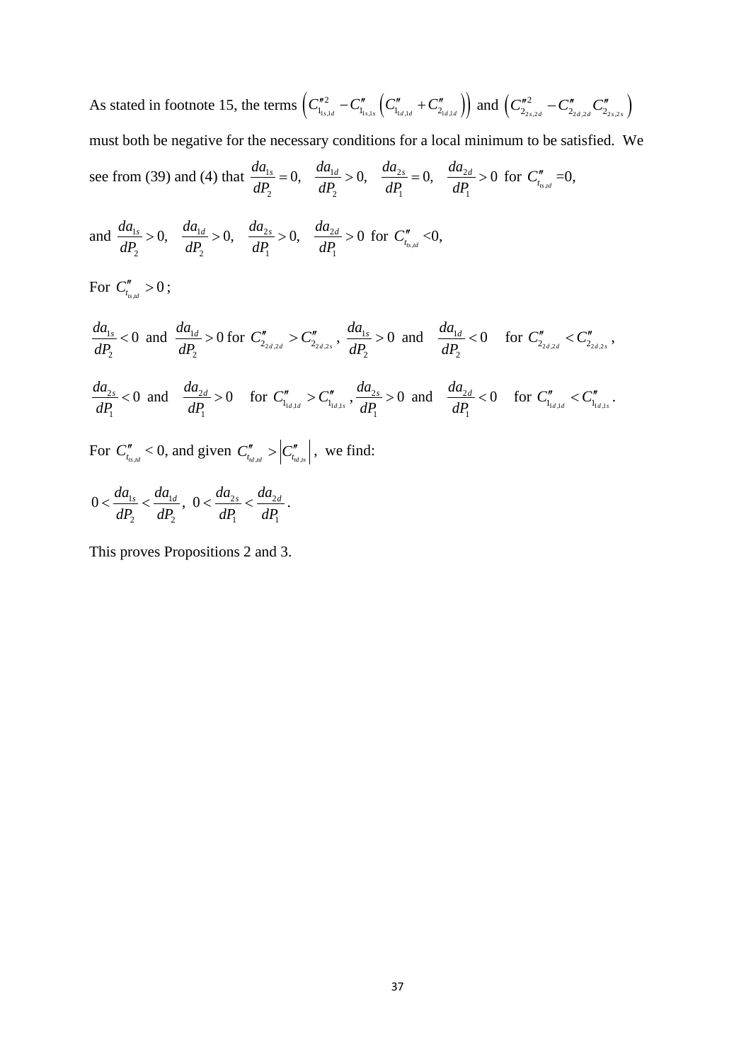As stated in footnote 15, the terms $\left(C''^{2}_{1_{1s,1d}} - C''_{1_{1s,1s}}\left(C''_{1_{1d,1d}} + C''_{2_{1d,1d}}\right)\right)$ and $\left(C''^{2}_{2_{2s,2d}} - C''_{2_{2d,2d}}C''_{2_{2s,2s}}\right)$ must both be negative for the necessary conditions for a local minimum to be satisfied. We see from (39) and (4) that $\frac{da_{1s}}{dP_2} = 0,\quad \frac{da_{1d}}{dP_2} > 0,\quad \frac{da_{2s}}{dP_1} = 0,\quad \frac{da_{2d}}{dP_1} > 0$ for $C''_{t_{ts,td}}$ =0,

and $\frac{da_{1s}}{dP_2} > 0,\quad \frac{da_{1d}}{dP_2} > 0,\quad \frac{da_{2s}}{dP_1} > 0,\quad \frac{da_{2d}}{dP_1} > 0$ for $C''_{t_{ts,td}}$ <0,

For $C''_{t_{ts,td}} > 0$;

$\frac{da_{1s}}{dP_2} < 0$ and $\frac{da_{1d}}{dP_2} > 0$ for $C''_{2_{2d,2d}} > C''_{2_{2d,2s}}$, $\frac{da_{1s}}{dP_2} > 0$ and $\frac{da_{1d}}{dP_2} < 0$ for $C''_{2_{2d,2d}} < C''_{2_{2d,2s}}$,

$\frac{da_{2s}}{dP_1} < 0$ and $\frac{da_{2d}}{dP_1} > 0$ for $C''_{1_{1d,1d}} > C''_{1_{1d,1s}}$, $\frac{da_{2s}}{dP_1} > 0$ and $\frac{da_{2d}}{dP_1} < 0$ for $C''_{1_{1d,1d}} < C''_{1_{1d,1s}}$.

For $C''_{t_{ts,td}}$ < 0, and given $C''_{t_{td,td}} > \left|C''_{t_{td,ts}}\right|$, we find:

$0 < \frac{da_{1s}}{dP_2} < \frac{da_{1d}}{dP_2},\ 0 < \frac{da_{2s}}{dP_1} < \frac{da_{2d}}{dP_1}$.

This proves Propositions 2 and 3.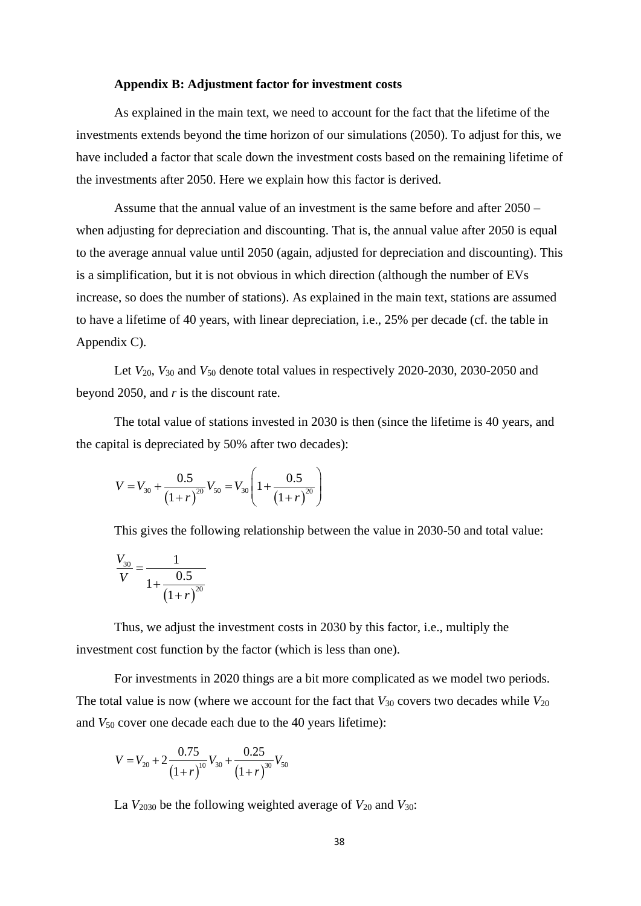**Appendix B: Adjustment factor for investment costs**

As explained in the main text, we need to account for the fact that the lifetime of the investments extends beyond the time horizon of our simulations (2050). To adjust for this, we have included a factor that scale down the investment costs based on the remaining lifetime of the investments after 2050. Here we explain how this factor is derived.

Assume that the annual value of an investment is the same before and after 2050 – when adjusting for depreciation and discounting. That is, the annual value after 2050 is equal to the average annual value until 2050 (again, adjusted for depreciation and discounting). This is a simplification, but it is not obvious in which direction (although the number of EVs increase, so does the number of stations). As explained in the main text, stations are assumed to have a lifetime of 40 years, with linear depreciation, i.e., 25% per decade (cf. the table in Appendix C).

Let $V_{20}$, $V_{30}$ and $V_{50}$ denote total values in respectively 2020-2030, 2030-2050 and beyond 2050, and $r$ is the discount rate.

The total value of stations invested in 2030 is then (since the lifetime is 40 years, and the capital is depreciated by 50% after two decades):

$$V = V_{30} + \frac{0.5}{(1+r)^{20}} V_{50} = V_{30}\left(1 + \frac{0.5}{(1+r)^{20}}\right)$$

This gives the following relationship between the value in 2030-50 and total value:

$$\frac{V_{30}}{V} = \frac{1}{1 + \frac{0.5}{(1+r)^{20}}}$$

Thus, we adjust the investment costs in 2030 by this factor, i.e., multiply the investment cost function by the factor (which is less than one).

For investments in 2020 things are a bit more complicated as we model two periods. The total value is now (where we account for the fact that $V_{30}$ covers two decades while $V_{20}$ and $V_{50}$ cover one decade each due to the 40 years lifetime):

$$V = V_{20} + 2\frac{0.75}{(1+r)^{10}} V_{30} + \frac{0.25}{(1+r)^{30}} V_{50}$$

La $V_{2030}$ be the following weighted average of $V_{20}$ and $V_{30}$: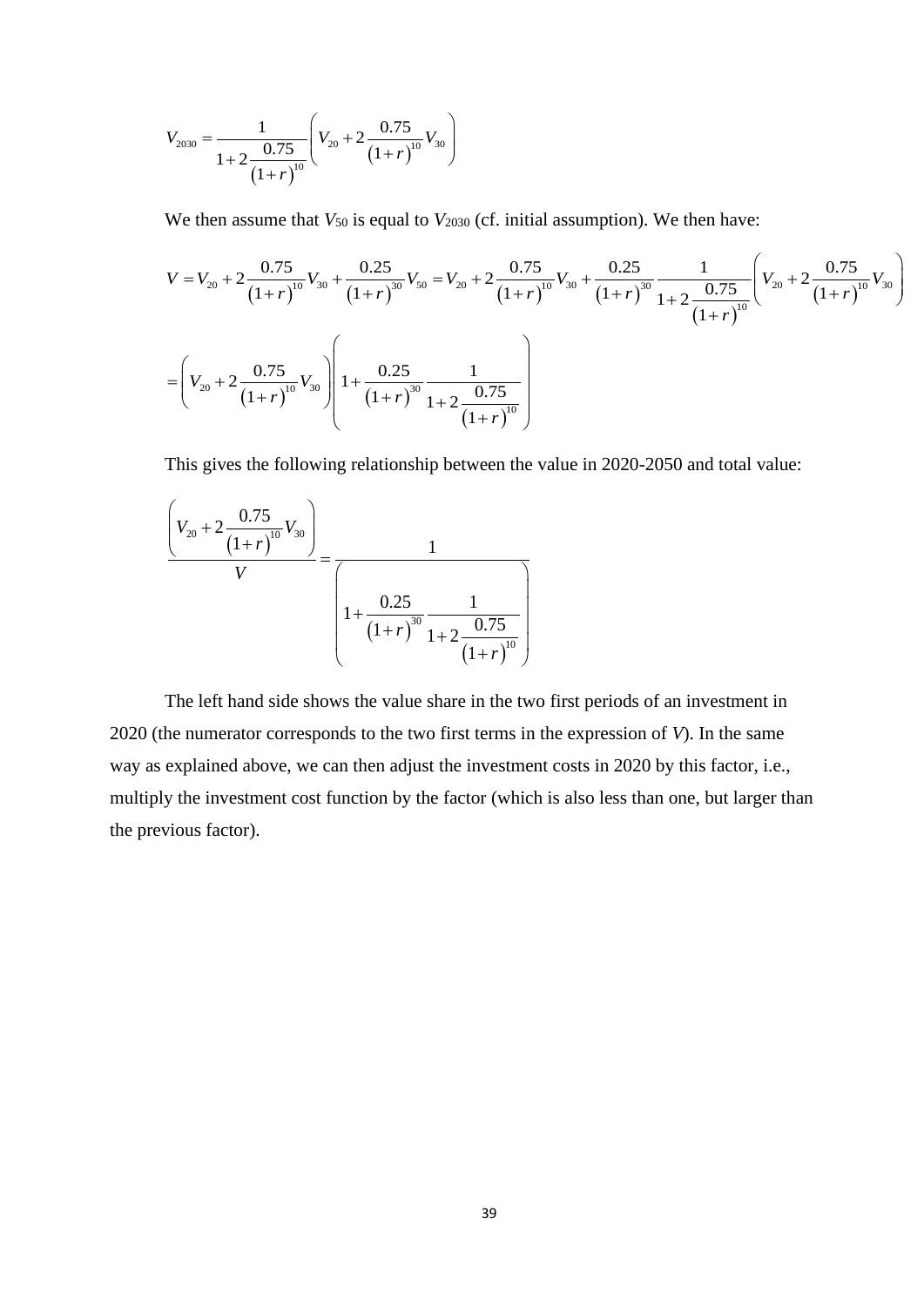$$V_{2030} = \frac{1}{1+2\frac{0.75}{\left(1+r\right)^{10}}}\left(V_{20} + 2\frac{0.75}{\left(1+r\right)^{10}}V_{30}\right)$$

We then assume that $V_{50}$ is equal to $V_{2030}$ (cf. initial assumption). We then have:

$$V = V_{20} + 2\frac{0.75}{\left(1+r\right)^{10}}V_{30} + \frac{0.25}{\left(1+r\right)^{30}}V_{50} = V_{20} + 2\frac{0.75}{\left(1+r\right)^{10}}V_{30} + \frac{0.25}{\left(1+r\right)^{30}}\frac{1}{1+2\frac{0.75}{\left(1+r\right)^{10}}}\left(V_{20} + 2\frac{0.75}{\left(1+r\right)^{10}}V_{30}\right)$$

$$= \left(V_{20} + 2\frac{0.75}{\left(1+r\right)^{10}}V_{30}\right)\left(1 + \frac{0.25}{\left(1+r\right)^{30}}\frac{1}{1+2\frac{0.75}{\left(1+r\right)^{10}}}\right)$$

This gives the following relationship between the value in 2020-2050 and total value:

$$\frac{\left(V_{20} + 2\frac{0.75}{\left(1+r\right)^{10}}V_{30}\right)}{V} = \frac{1}{\left(1 + \frac{0.25}{\left(1+r\right)^{30}}\frac{1}{1+2\frac{0.75}{\left(1+r\right)^{10}}}\right)}$$

The left hand side shows the value share in the two first periods of an investment in 2020 (the numerator corresponds to the two first terms in the expression of $V$). In the same way as explained above, we can then adjust the investment costs in 2020 by this factor, i.e., multiply the investment cost function by the factor (which is also less than one, but larger than the previous factor).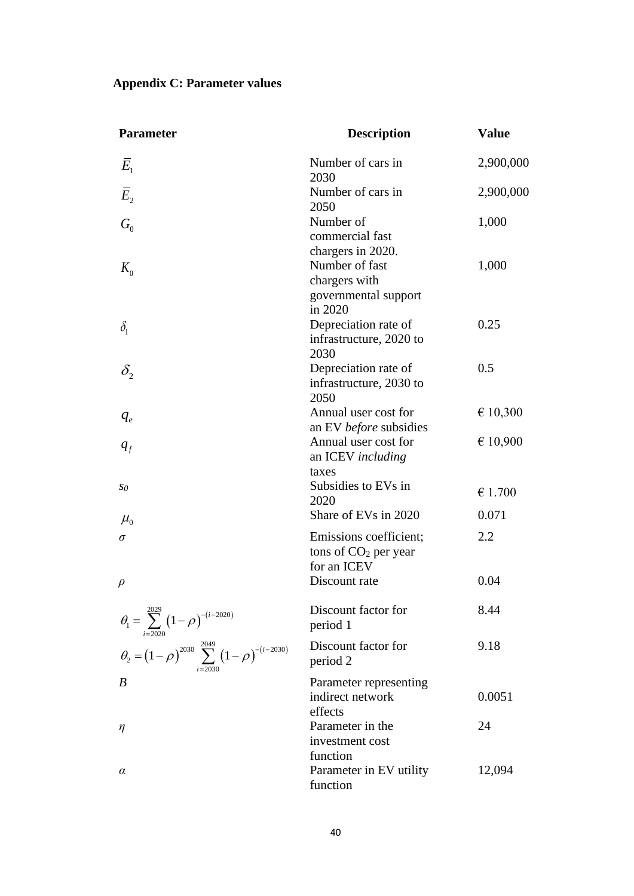**Appendix C: Parameter values**

| **Parameter** | **Description** | **Value** |
|---|---|---|
| $\overline{E}_1$ | Number of cars in 2030 | 2,900,000 |
| $\overline{E}_2$ | Number of cars in 2050 | 2,900,000 |
| $G_0$ | Number of commercial fast chargers in 2020. | 1,000 |
| $K_0$ | Number of fast chargers with governmental support in 2020 | 1,000 |
| $\delta_1$ | Depreciation rate of infrastructure, 2020 to 2030 | 0.25 |
| $\delta_2$ | Depreciation rate of infrastructure, 2030 to 2050 | 0.5 |
| $q_e$ | Annual user cost for an EV *before* subsidies | € 10,300 |
| $q_f$ | Annual user cost for an ICEV *including* taxes | € 10,900 |
| $s_0$ | Subsidies to EVs in 2020 | € 1.700 |
| $\mu_0$ | Share of EVs in 2020 | 0.071 |
| $\sigma$ | Emissions coefficient; tons of $CO_2$ per year for an ICEV | 2.2 |
| $\rho$ | Discount rate | 0.04 |
| $\theta_1 = \sum_{i=2020}^{2029} (1-\rho)^{-(i-2020)}$ | Discount factor for period 1 | 8.44 |
| $\theta_2 = (1-\rho)^{2030} \sum_{i=2030}^{2049} (1-\rho)^{-(i-2030)}$ | Discount factor for period 2 | 9.18 |
| $B$ | Parameter representing indirect network effects | 0.0051 |
| $\eta$ | Parameter in the investment cost function | 24 |
| $\alpha$ | Parameter in EV utility function | 12,094 |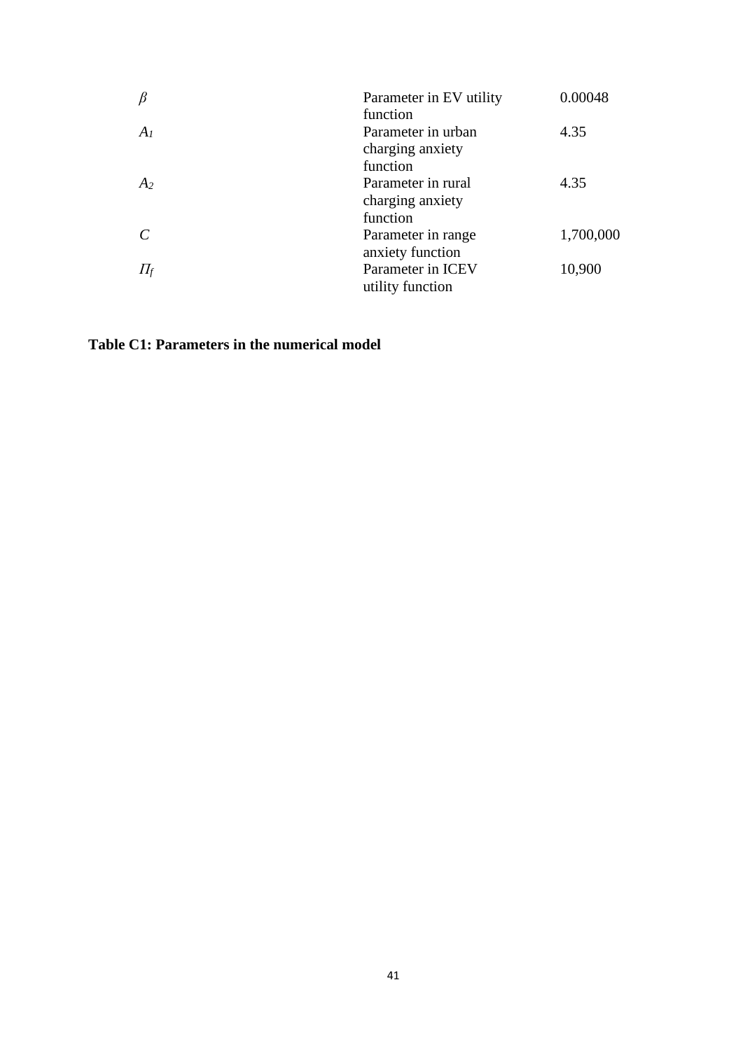| | | |
|---|---|---|
| $\beta$ | Parameter in EV utility function | 0.00048 |
| $A_1$ | Parameter in urban charging anxiety function | 4.35 |
| $A_2$ | Parameter in rural charging anxiety function | 4.35 |
| $C$ | Parameter in range anxiety function | 1,700,000 |
| $\Pi_f$ | Parameter in ICEV utility function | 10,900 |

**Table C1: Parameters in the numerical model**